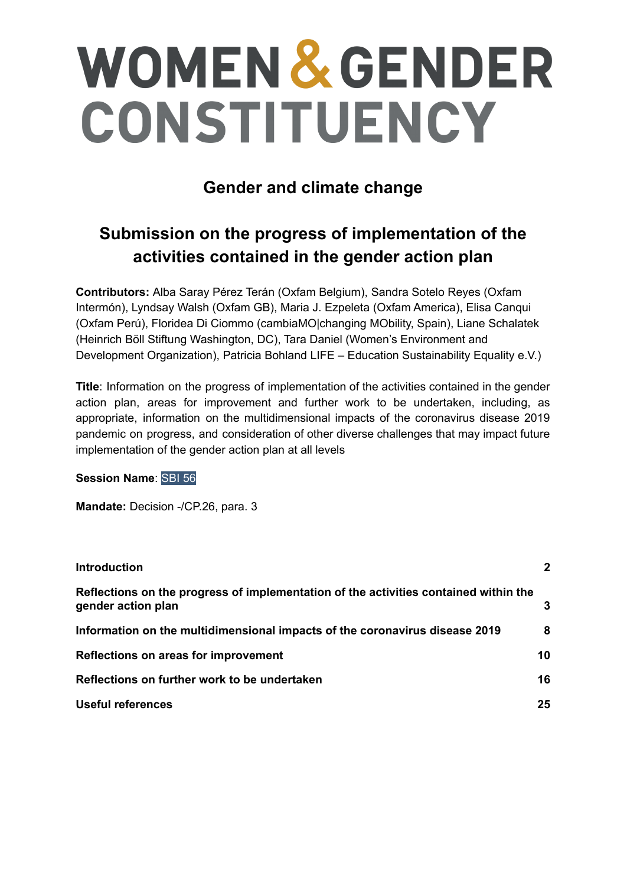# WOMEN & GENDER CONSTITUENCY

## Gender and climate change

## Submission on the progress of implementation of the activities contained in the gender action plan

**Contributors:** Alba Saray Pérez Terán (Oxfam Belgium), Sandra Sotelo Reyes (Oxfam Intermón), Lyndsay Walsh (Oxfam GB), Maria J. Ezpeleta (Oxfam America), Elisa Canqui (Oxfam Perú), Floridea Di Ciommo (cambiaMO|changing MObility, Spain), Liane Schalatek (Heinrich Böll Stiftung Washington, DC), Tara Daniel (Women's Environment and Development Organization), Patricia Bohland LIFE – Education Sustainability Equality e.V.)

**Title**: Information on the progress of implementation of the activities contained in the gender action plan, areas for improvement and further work to be undertaken, including, as appropriate, information on the multidimensional impacts of the coronavirus disease 2019 pandemic on progress, and consideration of other diverse challenges that may impact future implementation of the gender action plan at all levels

**Session Name**: SBI 56

**Mandate:** Decision -/CP.26, para. 3

| | |
|---|---|
| **Introduction** | **2** |
| **Reflections on the progress of implementation of the activities contained within the gender action plan** | **3** |
| **Information on the multidimensional impacts of the coronavirus disease 2019** | **8** |
| **Reflections on areas for improvement** | **10** |
| **Reflections on further work to be undertaken** | **16** |
| **Useful references** | **25** |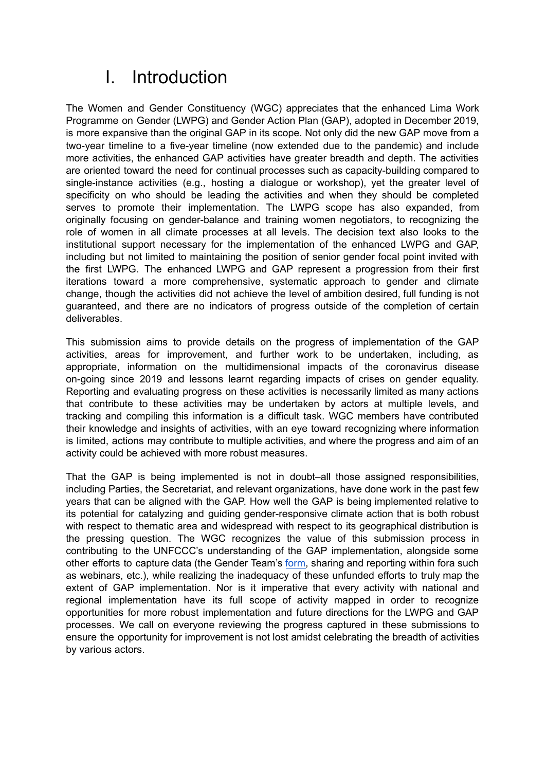# I. Introduction

The Women and Gender Constituency (WGC) appreciates that the enhanced Lima Work Programme on Gender (LWPG) and Gender Action Plan (GAP), adopted in December 2019, is more expansive than the original GAP in its scope. Not only did the new GAP move from a two-year timeline to a five-year timeline (now extended due to the pandemic) and include more activities, the enhanced GAP activities have greater breadth and depth. The activities are oriented toward the need for continual processes such as capacity-building compared to single-instance activities (e.g., hosting a dialogue or workshop), yet the greater level of specificity on who should be leading the activities and when they should be completed serves to promote their implementation. The LWPG scope has also expanded, from originally focusing on gender-balance and training women negotiators, to recognizing the role of women in all climate processes at all levels. The decision text also looks to the institutional support necessary for the implementation of the enhanced LWPG and GAP, including but not limited to maintaining the position of senior gender focal point invited with the first LWPG. The enhanced LWPG and GAP represent a progression from their first iterations toward a more comprehensive, systematic approach to gender and climate change, though the activities did not achieve the level of ambition desired, full funding is not guaranteed, and there are no indicators of progress outside of the completion of certain deliverables.

This submission aims to provide details on the progress of implementation of the GAP activities, areas for improvement, and further work to be undertaken, including, as appropriate, information on the multidimensional impacts of the coronavirus disease on-going since 2019 and lessons learnt regarding impacts of crises on gender equality. Reporting and evaluating progress on these activities is necessarily limited as many actions that contribute to these activities may be undertaken by actors at multiple levels, and tracking and compiling this information is a difficult task. WGC members have contributed their knowledge and insights of activities, with an eye toward recognizing where information is limited, actions may contribute to multiple activities, and where the progress and aim of an activity could be achieved with more robust measures.

That the GAP is being implemented is not in doubt–all those assigned responsibilities, including Parties, the Secretariat, and relevant organizations, have done work in the past few years that can be aligned with the GAP. How well the GAP is being implemented relative to its potential for catalyzing and guiding gender-responsive climate action that is both robust with respect to thematic area and widespread with respect to its geographical distribution is the pressing question. The WGC recognizes the value of this submission process in contributing to the UNFCCC's understanding of the GAP implementation, alongside some other efforts to capture data (the Gender Team's form, sharing and reporting within fora such as webinars, etc.), while realizing the inadequacy of these unfunded efforts to truly map the extent of GAP implementation. Nor is it imperative that every activity with national and regional implementation have its full scope of activity mapped in order to recognize opportunities for more robust implementation and future directions for the LWPG and GAP processes. We call on everyone reviewing the progress captured in these submissions to ensure the opportunity for improvement is not lost amidst celebrating the breadth of activities by various actors.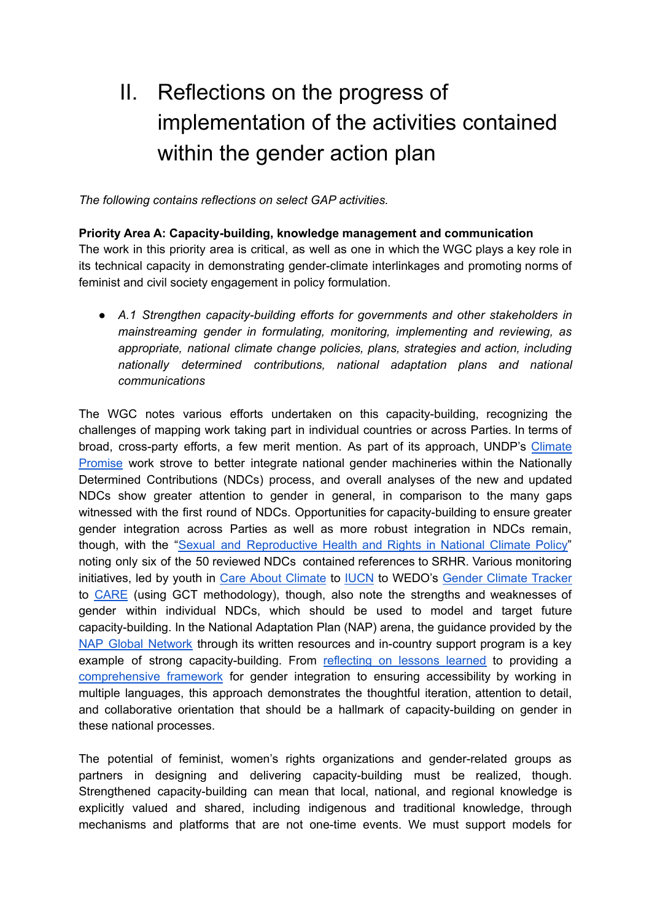# II. Reflections on the progress of implementation of the activities contained within the gender action plan

*The following contains reflections on select GAP activities.*

**Priority Area A: Capacity-building, knowledge management and communication**
The work in this priority area is critical, as well as one in which the WGC plays a key role in its technical capacity in demonstrating gender-climate interlinkages and promoting norms of feminist and civil society engagement in policy formulation.

- *A.1 Strengthen capacity-building efforts for governments and other stakeholders in mainstreaming gender in formulating, monitoring, implementing and reviewing, as appropriate, national climate change policies, plans, strategies and action, including nationally determined contributions, national adaptation plans and national communications*

The WGC notes various efforts undertaken on this capacity-building, recognizing the challenges of mapping work taking part in individual countries or across Parties. In terms of broad, cross-party efforts, a few merit mention. As part of its approach, UNDP's Climate Promise work strove to better integrate national gender machineries within the Nationally Determined Contributions (NDCs) process, and overall analyses of the new and updated NDCs show greater attention to gender in general, in comparison to the many gaps witnessed with the first round of NDCs. Opportunities for capacity-building to ensure greater gender integration across Parties as well as more robust integration in NDCs remain, though, with the "Sexual and Reproductive Health and Rights in National Climate Policy" noting only six of the 50 reviewed NDCs contained references to SRHR. Various monitoring initiatives, led by youth in Care About Climate to IUCN to WEDO's Gender Climate Tracker to CARE (using GCT methodology), though, also note the strengths and weaknesses of gender within individual NDCs, which should be used to model and target future capacity-building. In the National Adaptation Plan (NAP) arena, the guidance provided by the NAP Global Network through its written resources and in-country support program is a key example of strong capacity-building. From reflecting on lessons learned to providing a comprehensive framework for gender integration to ensuring accessibility by working in multiple languages, this approach demonstrates the thoughtful iteration, attention to detail, and collaborative orientation that should be a hallmark of capacity-building on gender in these national processes.

The potential of feminist, women's rights organizations and gender-related groups as partners in designing and delivering capacity-building must be realized, though. Strengthened capacity-building can mean that local, national, and regional knowledge is explicitly valued and shared, including indigenous and traditional knowledge, through mechanisms and platforms that are not one-time events. We must support models for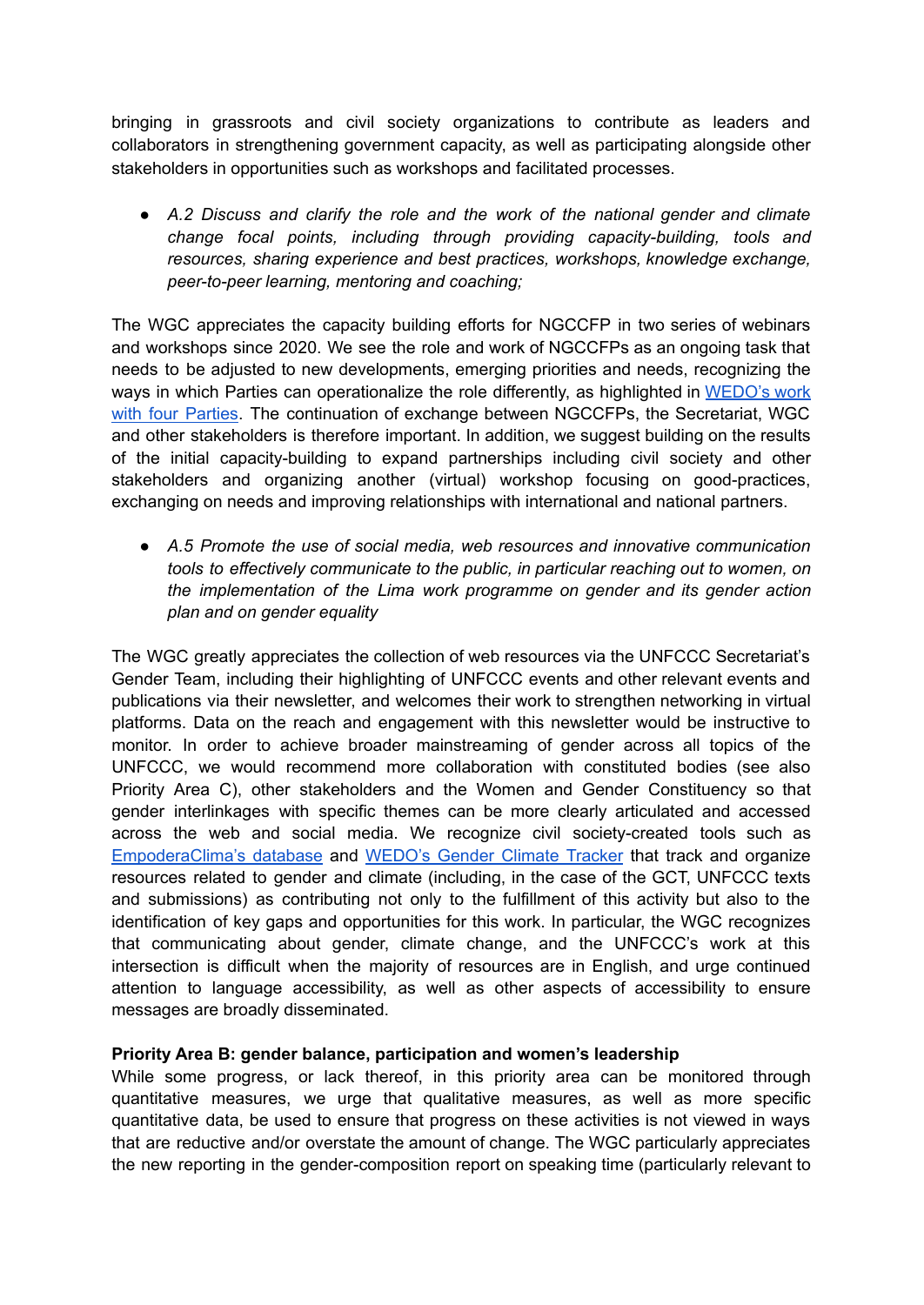bringing in grassroots and civil society organizations to contribute as leaders and collaborators in strengthening government capacity, as well as participating alongside other stakeholders in opportunities such as workshops and facilitated processes.

- *A.2 Discuss and clarify the role and the work of the national gender and climate change focal points, including through providing capacity-building, tools and resources, sharing experience and best practices, workshops, knowledge exchange, peer-to-peer learning, mentoring and coaching;*

The WGC appreciates the capacity building efforts for NGCCFP in two series of webinars and workshops since 2020. We see the role and work of NGCCFPs as an ongoing task that needs to be adjusted to new developments, emerging priorities and needs, recognizing the ways in which Parties can operationalize the role differently, as highlighted in [WEDO's work with four Parties](). The continuation of exchange between NGCCFPs, the Secretariat, WGC and other stakeholders is therefore important. In addition, we suggest building on the results of the initial capacity-building to expand partnerships including civil society and other stakeholders and organizing another (virtual) workshop focusing on good-practices, exchanging on needs and improving relationships with international and national partners.

- *A.5 Promote the use of social media, web resources and innovative communication tools to effectively communicate to the public, in particular reaching out to women, on the implementation of the Lima work programme on gender and its gender action plan and on gender equality*

The WGC greatly appreciates the collection of web resources via the UNFCCC Secretariat's Gender Team, including their highlighting of UNFCCC events and other relevant events and publications via their newsletter, and welcomes their work to strengthen networking in virtual platforms. Data on the reach and engagement with this newsletter would be instructive to monitor. In order to achieve broader mainstreaming of gender across all topics of the UNFCCC, we would recommend more collaboration with constituted bodies (see also Priority Area C), other stakeholders and the Women and Gender Constituency so that gender interlinkages with specific themes can be more clearly articulated and accessed across the web and social media. We recognize civil society-created tools such as [EmpoderaClima's database]() and [WEDO's Gender Climate Tracker]() that track and organize resources related to gender and climate (including, in the case of the GCT, UNFCCC texts and submissions) as contributing not only to the fulfillment of this activity but also to the identification of key gaps and opportunities for this work. In particular, the WGC recognizes that communicating about gender, climate change, and the UNFCCC's work at this intersection is difficult when the majority of resources are in English, and urge continued attention to language accessibility, as well as other aspects of accessibility to ensure messages are broadly disseminated.

**Priority Area B: gender balance, participation and women's leadership**

While some progress, or lack thereof, in this priority area can be monitored through quantitative measures, we urge that qualitative measures, as well as more specific quantitative data, be used to ensure that progress on these activities is not viewed in ways that are reductive and/or overstate the amount of change. The WGC particularly appreciates the new reporting in the gender-composition report on speaking time (particularly relevant to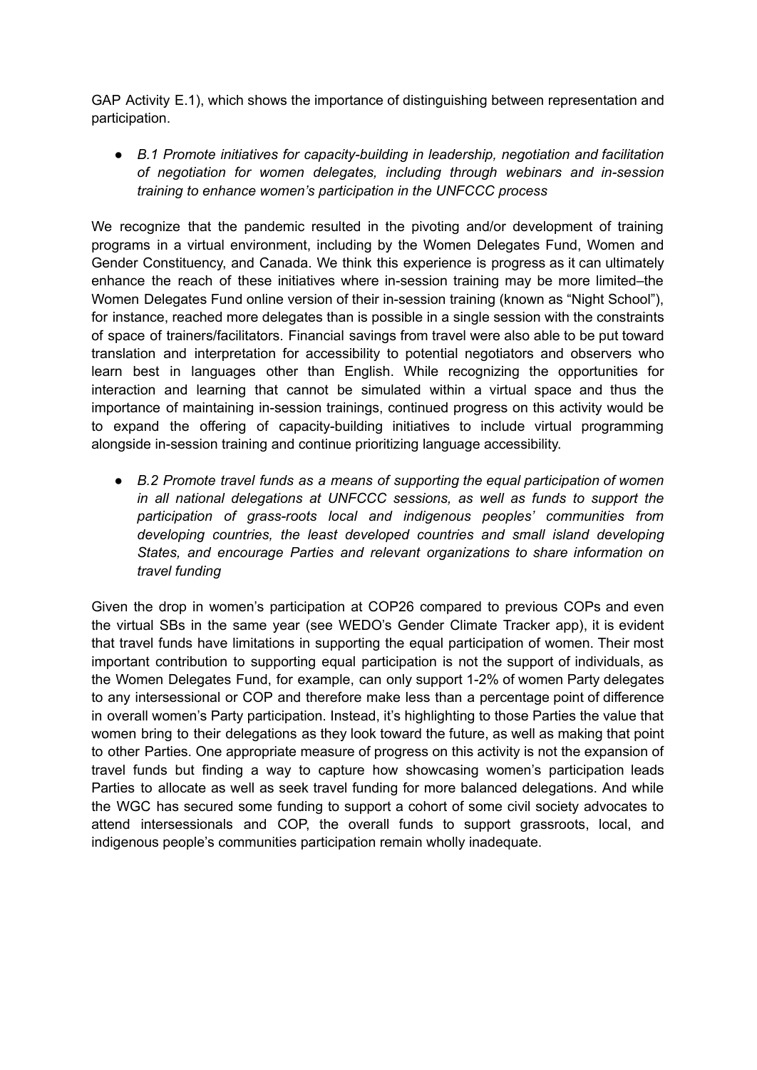GAP Activity E.1), which shows the importance of distinguishing between representation and participation.

- *B.1 Promote initiatives for capacity-building in leadership, negotiation and facilitation of negotiation for women delegates, including through webinars and in-session training to enhance women's participation in the UNFCCC process*

We recognize that the pandemic resulted in the pivoting and/or development of training programs in a virtual environment, including by the Women Delegates Fund, Women and Gender Constituency, and Canada. We think this experience is progress as it can ultimately enhance the reach of these initiatives where in-session training may be more limited–the Women Delegates Fund online version of their in-session training (known as "Night School"), for instance, reached more delegates than is possible in a single session with the constraints of space of trainers/facilitators. Financial savings from travel were also able to be put toward translation and interpretation for accessibility to potential negotiators and observers who learn best in languages other than English. While recognizing the opportunities for interaction and learning that cannot be simulated within a virtual space and thus the importance of maintaining in-session trainings, continued progress on this activity would be to expand the offering of capacity-building initiatives to include virtual programming alongside in-session training and continue prioritizing language accessibility.

- *B.2 Promote travel funds as a means of supporting the equal participation of women in all national delegations at UNFCCC sessions, as well as funds to support the participation of grass-roots local and indigenous peoples' communities from developing countries, the least developed countries and small island developing States, and encourage Parties and relevant organizations to share information on travel funding*

Given the drop in women's participation at COP26 compared to previous COPs and even the virtual SBs in the same year (see WEDO's Gender Climate Tracker app), it is evident that travel funds have limitations in supporting the equal participation of women. Their most important contribution to supporting equal participation is not the support of individuals, as the Women Delegates Fund, for example, can only support 1-2% of women Party delegates to any intersessional or COP and therefore make less than a percentage point of difference in overall women's Party participation. Instead, it's highlighting to those Parties the value that women bring to their delegations as they look toward the future, as well as making that point to other Parties. One appropriate measure of progress on this activity is not the expansion of travel funds but finding a way to capture how showcasing women's participation leads Parties to allocate as well as seek travel funding for more balanced delegations. And while the WGC has secured some funding to support a cohort of some civil society advocates to attend intersessionals and COP, the overall funds to support grassroots, local, and indigenous people's communities participation remain wholly inadequate.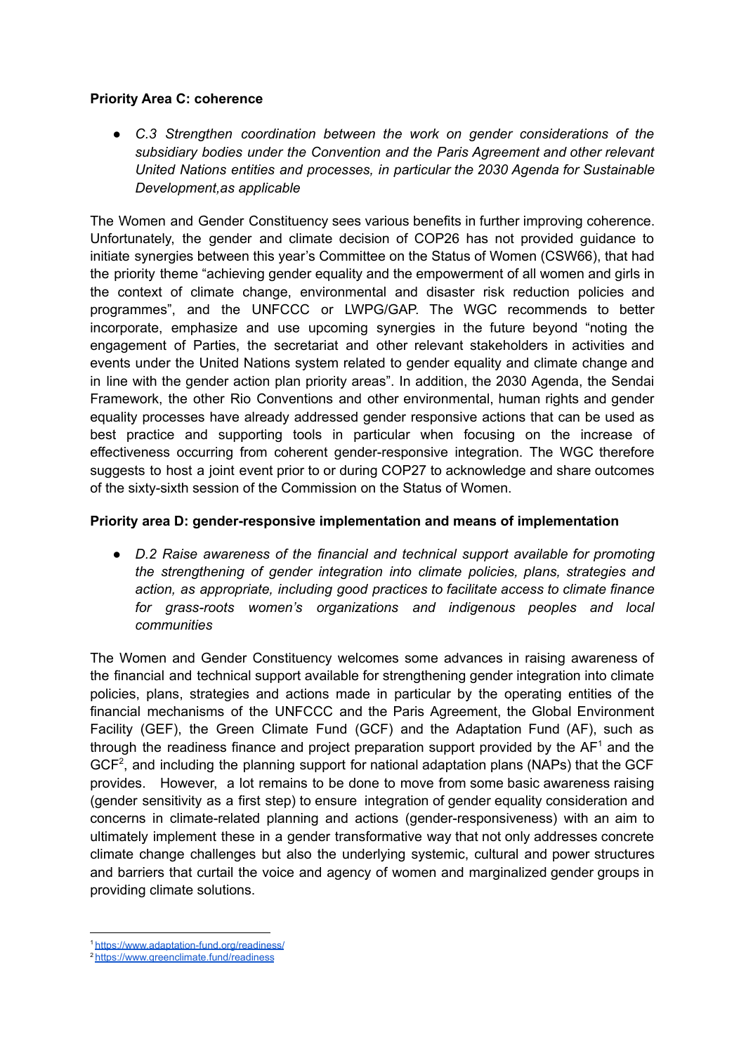**Priority Area C: coherence**

- *C.3 Strengthen coordination between the work on gender considerations of the subsidiary bodies under the Convention and the Paris Agreement and other relevant United Nations entities and processes, in particular the 2030 Agenda for Sustainable Development,as applicable*

The Women and Gender Constituency sees various benefits in further improving coherence. Unfortunately, the gender and climate decision of COP26 has not provided guidance to initiate synergies between this year's Committee on the Status of Women (CSW66), that had the priority theme "achieving gender equality and the empowerment of all women and girls in the context of climate change, environmental and disaster risk reduction policies and programmes", and the UNFCCC or LWPG/GAP. The WGC recommends to better incorporate, emphasize and use upcoming synergies in the future beyond "noting the engagement of Parties, the secretariat and other relevant stakeholders in activities and events under the United Nations system related to gender equality and climate change and in line with the gender action plan priority areas". In addition, the 2030 Agenda, the Sendai Framework, the other Rio Conventions and other environmental, human rights and gender equality processes have already addressed gender responsive actions that can be used as best practice and supporting tools in particular when focusing on the increase of effectiveness occurring from coherent gender-responsive integration. The WGC therefore suggests to host a joint event prior to or during COP27 to acknowledge and share outcomes of the sixty-sixth session of the Commission on the Status of Women.

**Priority area D: gender-responsive implementation and means of implementation**

- *D.2 Raise awareness of the financial and technical support available for promoting the strengthening of gender integration into climate policies, plans, strategies and action, as appropriate, including good practices to facilitate access to climate finance for grass-roots women's organizations and indigenous peoples and local communities*

The Women and Gender Constituency welcomes some advances in raising awareness of the financial and technical support available for strengthening gender integration into climate policies, plans, strategies and actions made in particular by the operating entities of the financial mechanisms of the UNFCCC and the Paris Agreement, the Global Environment Facility (GEF), the Green Climate Fund (GCF) and the Adaptation Fund (AF), such as through the readiness finance and project preparation support provided by the AF[1] and the GCF[2], and including the planning support for national adaptation plans (NAPs) that the GCF provides. However, a lot remains to be done to move from some basic awareness raising (gender sensitivity as a first step) to ensure integration of gender equality consideration and concerns in climate-related planning and actions (gender-responsiveness) with an aim to ultimately implement these in a gender transformative way that not only addresses concrete climate change challenges but also the underlying systemic, cultural and power structures and barriers that curtail the voice and agency of women and marginalized gender groups in providing climate solutions.

[1] https://www.adaptation-fund.org/readiness/

[2] https://www.greenclimate.fund/readiness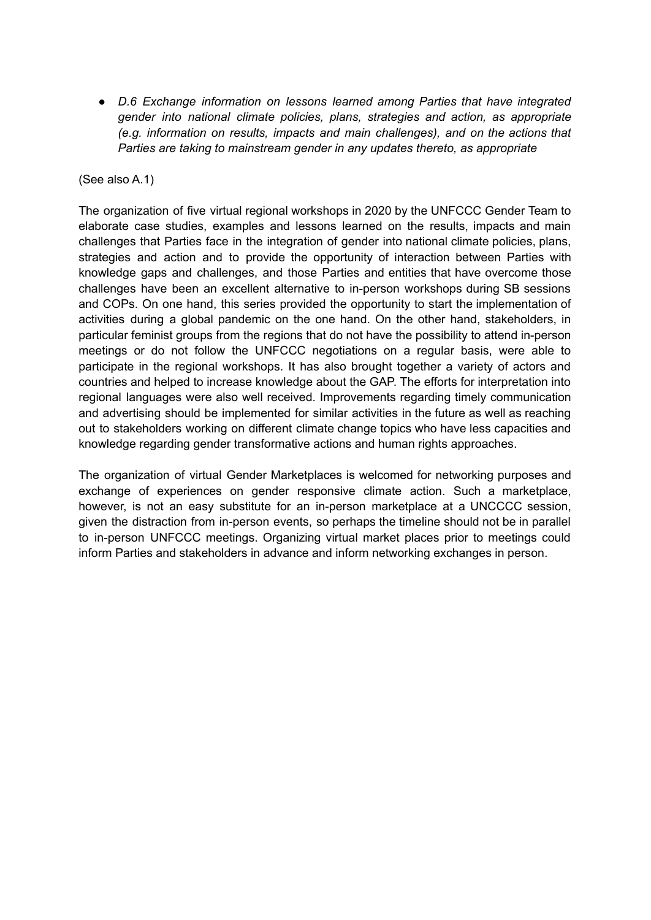- *D.6 Exchange information on lessons learned among Parties that have integrated gender into national climate policies, plans, strategies and action, as appropriate (e.g. information on results, impacts and main challenges), and on the actions that Parties are taking to mainstream gender in any updates thereto, as appropriate*

(See also A.1)

The organization of five virtual regional workshops in 2020 by the UNFCCC Gender Team to elaborate case studies, examples and lessons learned on the results, impacts and main challenges that Parties face in the integration of gender into national climate policies, plans, strategies and action and to provide the opportunity of interaction between Parties with knowledge gaps and challenges, and those Parties and entities that have overcome those challenges have been an excellent alternative to in-person workshops during SB sessions and COPs. On one hand, this series provided the opportunity to start the implementation of activities during a global pandemic on the one hand. On the other hand, stakeholders, in particular feminist groups from the regions that do not have the possibility to attend in-person meetings or do not follow the UNFCCC negotiations on a regular basis, were able to participate in the regional workshops. It has also brought together a variety of actors and countries and helped to increase knowledge about the GAP. The efforts for interpretation into regional languages were also well received. Improvements regarding timely communication and advertising should be implemented for similar activities in the future as well as reaching out to stakeholders working on different climate change topics who have less capacities and knowledge regarding gender transformative actions and human rights approaches.

The organization of virtual Gender Marketplaces is welcomed for networking purposes and exchange of experiences on gender responsive climate action. Such a marketplace, however, is not an easy substitute for an in-person marketplace at a UNCCCC session, given the distraction from in-person events, so perhaps the timeline should not be in parallel to in-person UNFCCC meetings. Organizing virtual market places prior to meetings could inform Parties and stakeholders in advance and inform networking exchanges in person.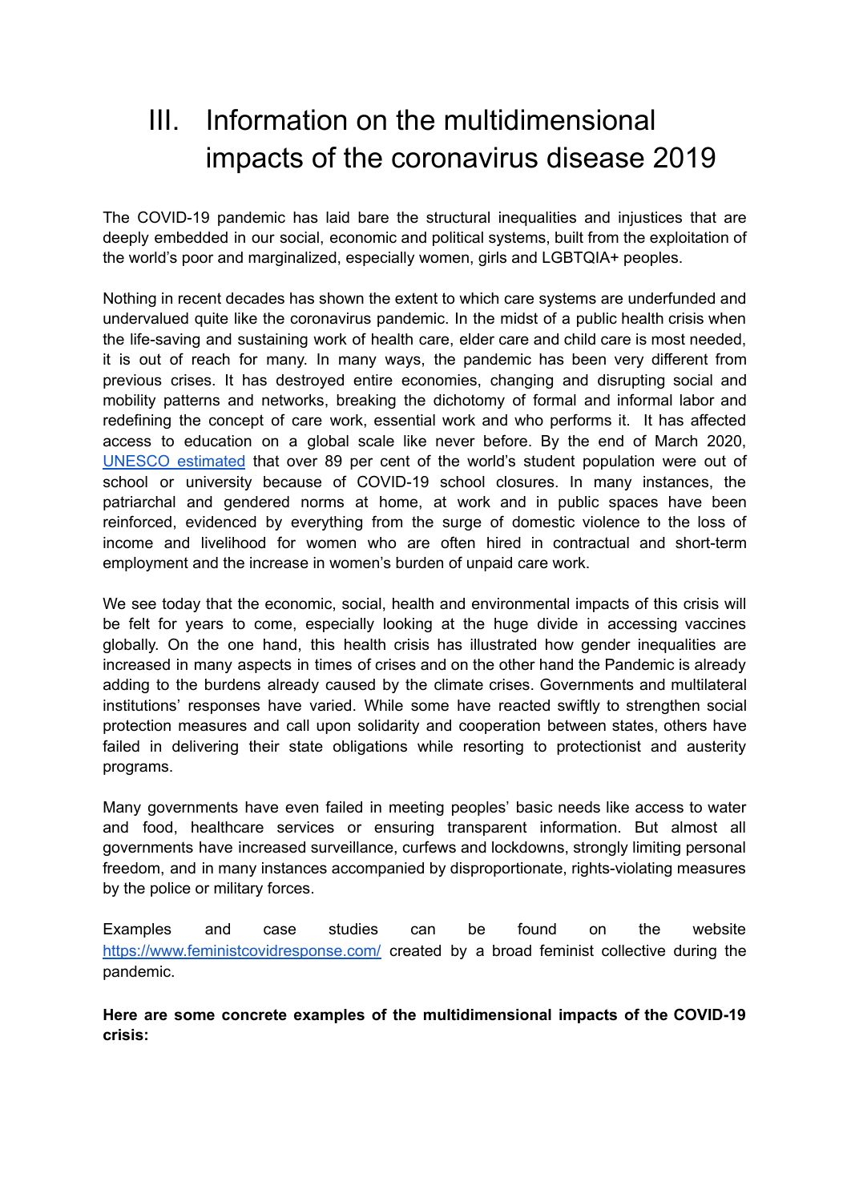# III. Information on the multidimensional impacts of the coronavirus disease 2019

The COVID-19 pandemic has laid bare the structural inequalities and injustices that are deeply embedded in our social, economic and political systems, built from the exploitation of the world's poor and marginalized, especially women, girls and LGBTQIA+ peoples.

Nothing in recent decades has shown the extent to which care systems are underfunded and undervalued quite like the coronavirus pandemic. In the midst of a public health crisis when the life-saving and sustaining work of health care, elder care and child care is most needed, it is out of reach for many. In many ways, the pandemic has been very different from previous crises. It has destroyed entire economies, changing and disrupting social and mobility patterns and networks, breaking the dichotomy of formal and informal labor and redefining the concept of care work, essential work and who performs it. It has affected access to education on a global scale like never before. By the end of March 2020, [UNESCO estimated](#) that over 89 per cent of the world's student population were out of school or university because of COVID-19 school closures. In many instances, the patriarchal and gendered norms at home, at work and in public spaces have been reinforced, evidenced by everything from the surge of domestic violence to the loss of income and livelihood for women who are often hired in contractual and short-term employment and the increase in women's burden of unpaid care work.

We see today that the economic, social, health and environmental impacts of this crisis will be felt for years to come, especially looking at the huge divide in accessing vaccines globally. On the one hand, this health crisis has illustrated how gender inequalities are increased in many aspects in times of crises and on the other hand the Pandemic is already adding to the burdens already caused by the climate crises. Governments and multilateral institutions' responses have varied. While some have reacted swiftly to strengthen social protection measures and call upon solidarity and cooperation between states, others have failed in delivering their state obligations while resorting to protectionist and austerity programs.

Many governments have even failed in meeting peoples' basic needs like access to water and food, healthcare services or ensuring transparent information. But almost all governments have increased surveillance, curfews and lockdowns, strongly limiting personal freedom, and in many instances accompanied by disproportionate, rights-violating measures by the police or military forces.

Examples and case studies can be found on the website [https://www.feministcovidresponse.com/](https://www.feministcovidresponse.com/) created by a broad feminist collective during the pandemic.

**Here are some concrete examples of the multidimensional impacts of the COVID-19 crisis:**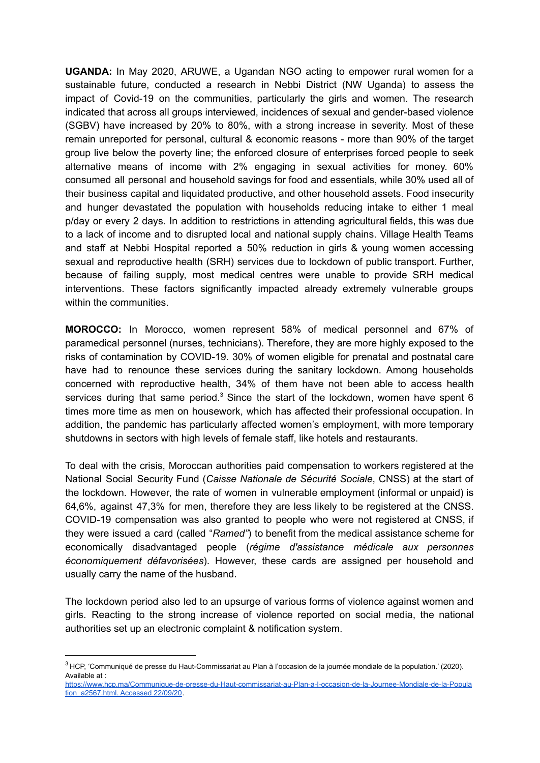**UGANDA:** In May 2020, ARUWE, a Ugandan NGO acting to empower rural women for a sustainable future, conducted a research in Nebbi District (NW Uganda) to assess the impact of Covid-19 on the communities, particularly the girls and women. The research indicated that across all groups interviewed, incidences of sexual and gender-based violence (SGBV) have increased by 20% to 80%, with a strong increase in severity. Most of these remain unreported for personal, cultural & economic reasons - more than 90% of the target group live below the poverty line; the enforced closure of enterprises forced people to seek alternative means of income with 2% engaging in sexual activities for money. 60% consumed all personal and household savings for food and essentials, while 30% used all of their business capital and liquidated productive, and other household assets. Food insecurity and hunger devastated the population with households reducing intake to either 1 meal p/day or every 2 days. In addition to restrictions in attending agricultural fields, this was due to a lack of income and to disrupted local and national supply chains. Village Health Teams and staff at Nebbi Hospital reported a 50% reduction in girls & young women accessing sexual and reproductive health (SRH) services due to lockdown of public transport. Further, because of failing supply, most medical centres were unable to provide SRH medical interventions. These factors significantly impacted already extremely vulnerable groups within the communities.

**MOROCCO:** In Morocco, women represent 58% of medical personnel and 67% of paramedical personnel (nurses, technicians). Therefore, they are more highly exposed to the risks of contamination by COVID-19. 30% of women eligible for prenatal and postnatal care have had to renounce these services during the sanitary lockdown. Among households concerned with reproductive health, 34% of them have not been able to access health services during that same period.[3] Since the start of the lockdown, women have spent 6 times more time as men on housework, which has affected their professional occupation. In addition, the pandemic has particularly affected women's employment, with more temporary shutdowns in sectors with high levels of female staff, like hotels and restaurants.

To deal with the crisis, Moroccan authorities paid compensation to workers registered at the National Social Security Fund (*Caisse Nationale de Sécurité Sociale*, CNSS) at the start of the lockdown. However, the rate of women in vulnerable employment (informal or unpaid) is 64,6%, against 47,3% for men, therefore they are less likely to be registered at the CNSS. COVID-19 compensation was also granted to people who were not registered at CNSS, if they were issued a card (called "*Ramed"*) to benefit from the medical assistance scheme for economically disadvantaged people (*régime d'assistance médicale aux personnes économiquement défavorisées*). However, these cards are assigned per household and usually carry the name of the husband.

The lockdown period also led to an upsurge of various forms of violence against women and girls. Reacting to the strong increase of violence reported on social media, the national authorities set up an electronic complaint & notification system.

---

[3] HCP, 'Communiqué de presse du Haut-Commissariat au Plan à l'occasion de la journée mondiale de la population.' (2020). Available at : https://www.hcp.ma/Communique-de-presse-du-Haut-commissariat-au-Plan-a-l-occasion-de-la-Journee-Mondiale-de-la-Population_a2567.html. Accessed 22/09/20.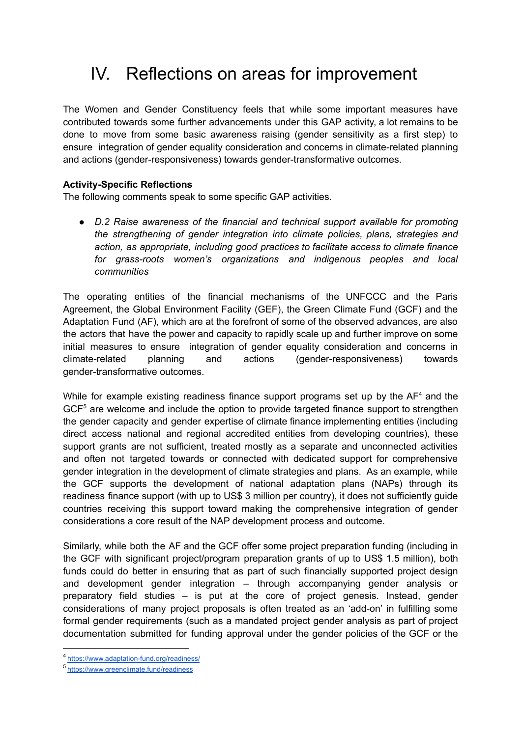# IV. Reflections on areas for improvement

The Women and Gender Constituency feels that while some important measures have contributed towards some further advancements under this GAP activity, a lot remains to be done to move from some basic awareness raising (gender sensitivity as a first step) to ensure integration of gender equality consideration and concerns in climate-related planning and actions (gender-responsiveness) towards gender-transformative outcomes.

**Activity-Specific Reflections**

The following comments speak to some specific GAP activities.

- *D.2 Raise awareness of the financial and technical support available for promoting the strengthening of gender integration into climate policies, plans, strategies and action, as appropriate, including good practices to facilitate access to climate finance for grass-roots women's organizations and indigenous peoples and local communities*

The operating entities of the financial mechanisms of the UNFCCC and the Paris Agreement, the Global Environment Facility (GEF), the Green Climate Fund (GCF) and the Adaptation Fund (AF), which are at the forefront of some of the observed advances, are also the actors that have the power and capacity to rapidly scale up and further improve on some initial measures to ensure integration of gender equality consideration and concerns in climate-related planning and actions (gender-responsiveness) towards gender-transformative outcomes.

While for example existing readiness finance support programs set up by the AF[4] and the GCF[5] are welcome and include the option to provide targeted finance support to strengthen the gender capacity and gender expertise of climate finance implementing entities (including direct access national and regional accredited entities from developing countries), these support grants are not sufficient, treated mostly as a separate and unconnected activities and often not targeted towards or connected with dedicated support for comprehensive gender integration in the development of climate strategies and plans. As an example, while the GCF supports the development of national adaptation plans (NAPs) through its readiness finance support (with up to US$ 3 million per country), it does not sufficiently guide countries receiving this support toward making the comprehensive integration of gender considerations a core result of the NAP development process and outcome.

Similarly, while both the AF and the GCF offer some project preparation funding (including in the GCF with significant project/program preparation grants of up to US$ 1.5 million), both funds could do better in ensuring that as part of such financially supported project design and development gender integration – through accompanying gender analysis or preparatory field studies – is put at the core of project genesis. Instead, gender considerations of many project proposals is often treated as an 'add-on' in fulfilling some formal gender requirements (such as a mandated project gender analysis as part of project documentation submitted for funding approval under the gender policies of the GCF or the

[4] https://www.adaptation-fund.org/readiness/

[5] https://www.greenclimate.fund/readiness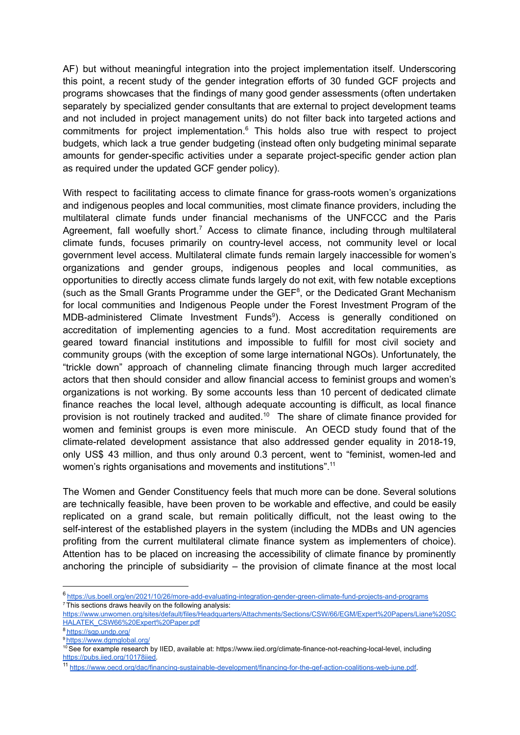AF) but without meaningful integration into the project implementation itself. Underscoring this point, a recent study of the gender integration efforts of 30 funded GCF projects and programs showcases that the findings of many good gender assessments (often undertaken separately by specialized gender consultants that are external to project development teams and not included in project management units) do not filter back into targeted actions and commitments for project implementation.[6] This holds also true with respect to project budgets, which lack a true gender budgeting (instead often only budgeting minimal separate amounts for gender-specific activities under a separate project-specific gender action plan as required under the updated GCF gender policy).

With respect to facilitating access to climate finance for grass-roots women's organizations and indigenous peoples and local communities, most climate finance providers, including the multilateral climate funds under financial mechanisms of the UNFCCC and the Paris Agreement, fall woefully short.[7] Access to climate finance, including through multilateral climate funds, focuses primarily on country-level access, not community level or local government level access. Multilateral climate funds remain largely inaccessible for women's organizations and gender groups, indigenous peoples and local communities, as opportunities to directly access climate funds largely do not exit, with few notable exceptions (such as the Small Grants Programme under the GEF[8], or the Dedicated Grant Mechanism for local communities and Indigenous People under the Forest Investment Program of the MDB-administered Climate Investment Funds[9]). Access is generally conditioned on accreditation of implementing agencies to a fund. Most accreditation requirements are geared toward financial institutions and impossible to fulfill for most civil society and community groups (with the exception of some large international NGOs). Unfortunately, the "trickle down" approach of channeling climate financing through much larger accredited actors that then should consider and allow financial access to feminist groups and women's organizations is not working. By some accounts less than 10 percent of dedicated climate finance reaches the local level, although adequate accounting is difficult, as local finance provision is not routinely tracked and audited.[10] The share of climate finance provided for women and feminist groups is even more miniscule. An OECD study found that of the climate-related development assistance that also addressed gender equality in 2018-19, only US$ 43 million, and thus only around 0.3 percent, went to "feminist, women-led and women's rights organisations and movements and institutions".[11]

The Women and Gender Constituency feels that much more can be done. Several solutions are technically feasible, have been proven to be workable and effective, and could be easily replicated on a grand scale, but remain politically difficult, not the least owing to the self-interest of the established players in the system (including the MDBs and UN agencies profiting from the current multilateral climate finance system as implementers of choice). Attention has to be placed on increasing the accessibility of climate finance by prominently anchoring the principle of subsidiarity – the provision of climate finance at the most local

---

[6] https://us.boell.org/en/2021/10/26/more-add-evaluating-integration-gender-green-climate-fund-projects-and-programs

[7] This sections draws heavily on the following analysis: https://www.unwomen.org/sites/default/files/Headquarters/Attachments/Sections/CSW/66/EGM/Expert%20Papers/Liane%20SCHALATEK_CSW66%20Expert%20Paper.pdf

[8] https://sgp.undp.org/

[9] https://www.dgmglobal.org/

[10] See for example research by IIED, available at: https://www.iied.org/climate-finance-not-reaching-local-level, including https://pubs.iied.org/10178iied.

[11] https://www.oecd.org/dac/financing-sustainable-development/financing-for-the-gef-action-coalitions-web-june.pdf.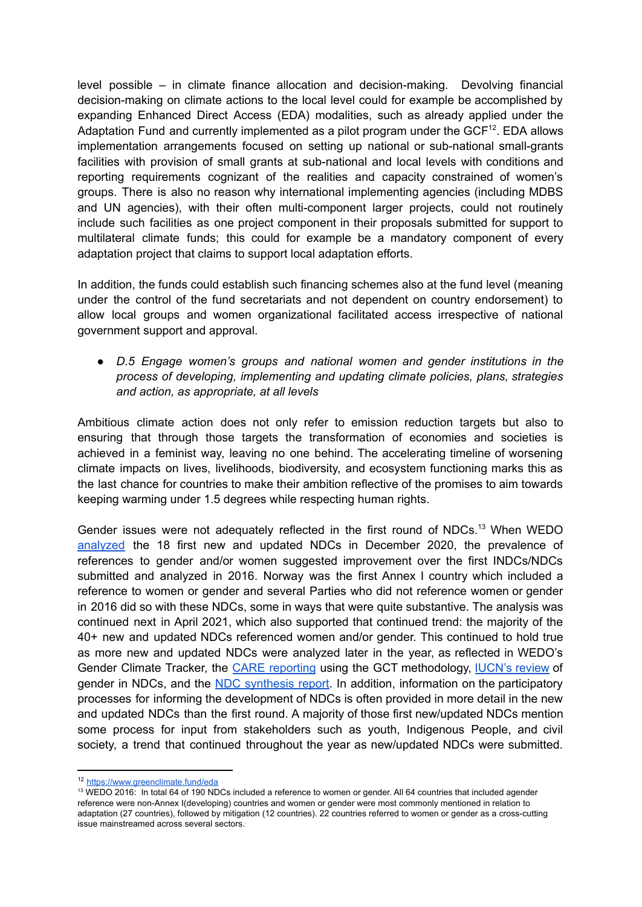level possible – in climate finance allocation and decision-making. Devolving financial decision-making on climate actions to the local level could for example be accomplished by expanding Enhanced Direct Access (EDA) modalities, such as already applied under the Adaptation Fund and currently implemented as a pilot program under the GCF[12]. EDA allows implementation arrangements focused on setting up national or sub-national small-grants facilities with provision of small grants at sub-national and local levels with conditions and reporting requirements cognizant of the realities and capacity constrained of women's groups. There is also no reason why international implementing agencies (including MDBS and UN agencies), with their often multi-component larger projects, could not routinely include such facilities as one project component in their proposals submitted for support to multilateral climate funds; this could for example be a mandatory component of every adaptation project that claims to support local adaptation efforts.

In addition, the funds could establish such financing schemes also at the fund level (meaning under the control of the fund secretariats and not dependent on country endorsement) to allow local groups and women organizational facilitated access irrespective of national government support and approval.

- *D.5 Engage women's groups and national women and gender institutions in the process of developing, implementing and updating climate policies, plans, strategies and action, as appropriate, at all levels*

Ambitious climate action does not only refer to emission reduction targets but also to ensuring that through those targets the transformation of economies and societies is achieved in a feminist way, leaving no one behind. The accelerating timeline of worsening climate impacts on lives, livelihoods, biodiversity, and ecosystem functioning marks this as the last chance for countries to make their ambition reflective of the promises to aim towards keeping warming under 1.5 degrees while respecting human rights.

Gender issues were not adequately reflected in the first round of NDCs.[13] When WEDO [analyzed](#) the 18 first new and updated NDCs in December 2020, the prevalence of references to gender and/or women suggested improvement over the first INDCs/NDCs submitted and analyzed in 2016. Norway was the first Annex I country which included a reference to women or gender and several Parties who did not reference women or gender in 2016 did so with these NDCs, some in ways that were quite substantive. The analysis was continued next in April 2021, which also supported that continued trend: the majority of the 40+ new and updated NDCs referenced women and/or gender. This continued to hold true as more new and updated NDCs were analyzed later in the year, as reflected in WEDO's Gender Climate Tracker, the [CARE reporting](#) using the GCT methodology, [IUCN's review](#) of gender in NDCs, and the [NDC synthesis report](#). In addition, information on the participatory processes for informing the development of NDCs is often provided in more detail in the new and updated NDCs than the first round. A majority of those first new/updated NDCs mention some process for input from stakeholders such as youth, Indigenous People, and civil society, a trend that continued throughout the year as new/updated NDCs were submitted.

---

[12] https://www.greenclimate.fund/eda

[13] WEDO 2016: In total 64 of 190 NDCs included a reference to women or gender. All 64 countries that included agender reference were non-Annex I(developing) countries and women or gender were most commonly mentioned in relation to adaptation (27 countries), followed by mitigation (12 countries). 22 countries referred to women or gender as a cross-cutting issue mainstreamed across several sectors.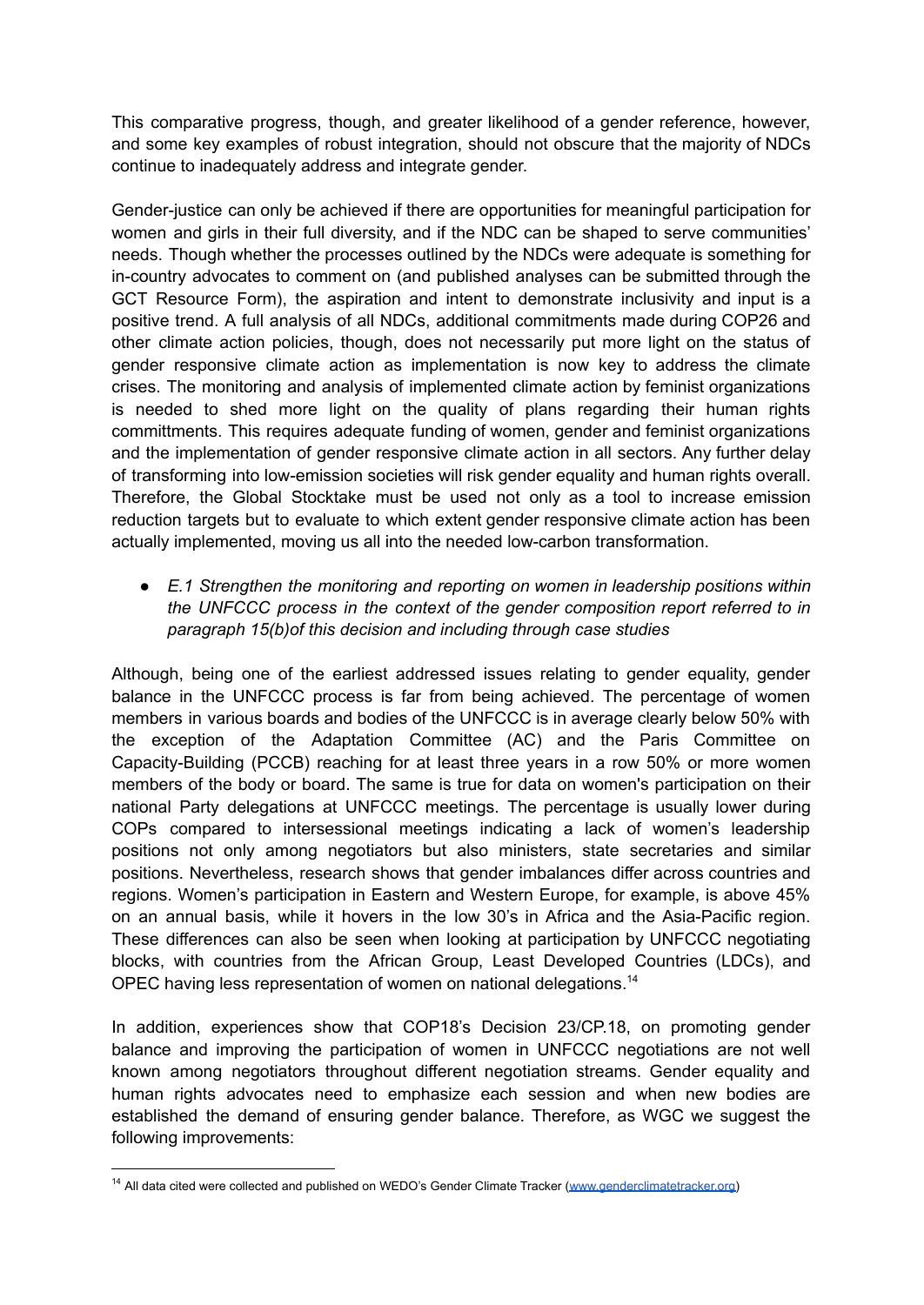This comparative progress, though, and greater likelihood of a gender reference, however, and some key examples of robust integration, should not obscure that the majority of NDCs continue to inadequately address and integrate gender.

Gender-justice can only be achieved if there are opportunities for meaningful participation for women and girls in their full diversity, and if the NDC can be shaped to serve communities' needs. Though whether the processes outlined by the NDCs were adequate is something for in-country advocates to comment on (and published analyses can be submitted through the GCT Resource Form), the aspiration and intent to demonstrate inclusivity and input is a positive trend. A full analysis of all NDCs, additional commitments made during COP26 and other climate action policies, though, does not necessarily put more light on the status of gender responsive climate action as implementation is now key to address the climate crises. The monitoring and analysis of implemented climate action by feminist organizations is needed to shed more light on the quality of plans regarding their human rights committments. This requires adequate funding of women, gender and feminist organizations and the implementation of gender responsive climate action in all sectors. Any further delay of transforming into low-emission societies will risk gender equality and human rights overall. Therefore, the Global Stocktake must be used not only as a tool to increase emission reduction targets but to evaluate to which extent gender responsive climate action has been actually implemented, moving us all into the needed low-carbon transformation.

- *E.1 Strengthen the monitoring and reporting on women in leadership positions within the UNFCCC process in the context of the gender composition report referred to in paragraph 15(b)of this decision and including through case studies*

Although, being one of the earliest addressed issues relating to gender equality, gender balance in the UNFCCC process is far from being achieved. The percentage of women members in various boards and bodies of the UNFCCC is in average clearly below 50% with the exception of the Adaptation Committee (AC) and the Paris Committee on Capacity-Building (PCCB) reaching for at least three years in a row 50% or more women members of the body or board. The same is true for data on women's participation on their national Party delegations at UNFCCC meetings. The percentage is usually lower during COPs compared to intersessional meetings indicating a lack of women's leadership positions not only among negotiators but also ministers, state secretaries and similar positions. Nevertheless, research shows that gender imbalances differ across countries and regions. Women's participation in Eastern and Western Europe, for example, is above 45% on an annual basis, while it hovers in the low 30's in Africa and the Asia-Pacific region. These differences can also be seen when looking at participation by UNFCCC negotiating blocks, with countries from the African Group, Least Developed Countries (LDCs), and OPEC having less representation of women on national delegations.[14]

In addition, experiences show that COP18's Decision 23/CP.18, on promoting gender balance and improving the participation of women in UNFCCC negotiations are not well known among negotiators throughout different negotiation streams. Gender equality and human rights advocates need to emphasize each session and when new bodies are established the demand of ensuring gender balance. Therefore, as WGC we suggest the following improvements:

---

[14] All data cited were collected and published on WEDO's Gender Climate Tracker (www.genderclimatetracker.org)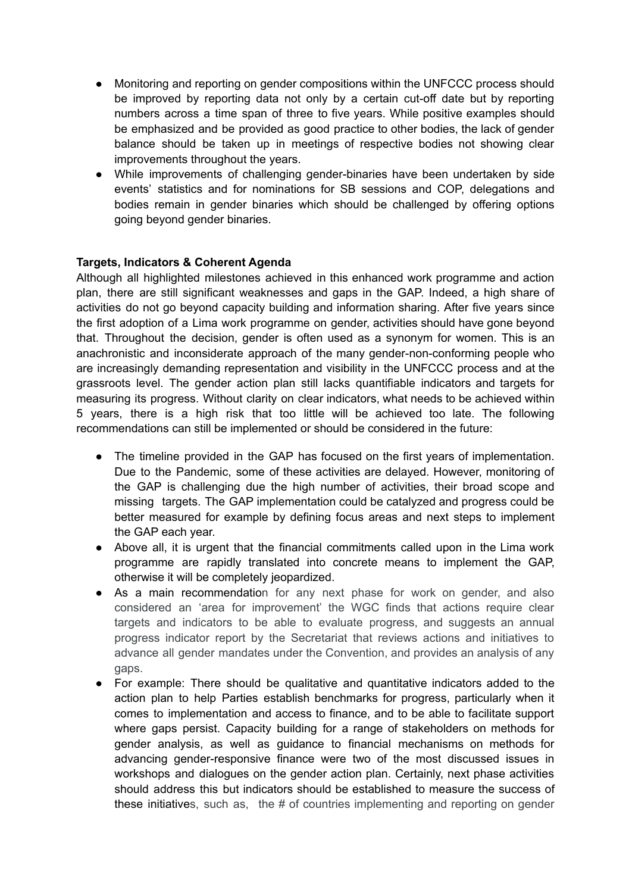- Monitoring and reporting on gender compositions within the UNFCCC process should be improved by reporting data not only by a certain cut-off date but by reporting numbers across a time span of three to five years. While positive examples should be emphasized and be provided as good practice to other bodies, the lack of gender balance should be taken up in meetings of respective bodies not showing clear improvements throughout the years.
- While improvements of challenging gender-binaries have been undertaken by side events' statistics and for nominations for SB sessions and COP, delegations and bodies remain in gender binaries which should be challenged by offering options going beyond gender binaries.

**Targets, Indicators & Coherent Agenda**

Although all highlighted milestones achieved in this enhanced work programme and action plan, there are still significant weaknesses and gaps in the GAP. Indeed, a high share of activities do not go beyond capacity building and information sharing. After five years since the first adoption of a Lima work programme on gender, activities should have gone beyond that. Throughout the decision, gender is often used as a synonym for women. This is an anachronistic and inconsiderate approach of the many gender-non-conforming people who are increasingly demanding representation and visibility in the UNFCCC process and at the grassroots level. The gender action plan still lacks quantifiable indicators and targets for measuring its progress. Without clarity on clear indicators, what needs to be achieved within 5 years, there is a high risk that too little will be achieved too late. The following recommendations can still be implemented or should be considered in the future:

- The timeline provided in the GAP has focused on the first years of implementation. Due to the Pandemic, some of these activities are delayed. However, monitoring of the GAP is challenging due the high number of activities, their broad scope and missing targets. The GAP implementation could be catalyzed and progress could be better measured for example by defining focus areas and next steps to implement the GAP each year.
- Above all, it is urgent that the financial commitments called upon in the Lima work programme are rapidly translated into concrete means to implement the GAP, otherwise it will be completely jeopardized.
- As a main recommendation for any next phase for work on gender, and also considered an 'area for improvement' the WGC finds that actions require clear targets and indicators to be able to evaluate progress, and suggests an annual progress indicator report by the Secretariat that reviews actions and initiatives to advance all gender mandates under the Convention, and provides an analysis of any gaps.
- For example: There should be qualitative and quantitative indicators added to the action plan to help Parties establish benchmarks for progress, particularly when it comes to implementation and access to finance, and to be able to facilitate support where gaps persist. Capacity building for a range of stakeholders on methods for gender analysis, as well as guidance to financial mechanisms on methods for advancing gender-responsive finance were two of the most discussed issues in workshops and dialogues on the gender action plan. Certainly, next phase activities should address this but indicators should be established to measure the success of these initiatives, such as, the # of countries implementing and reporting on gender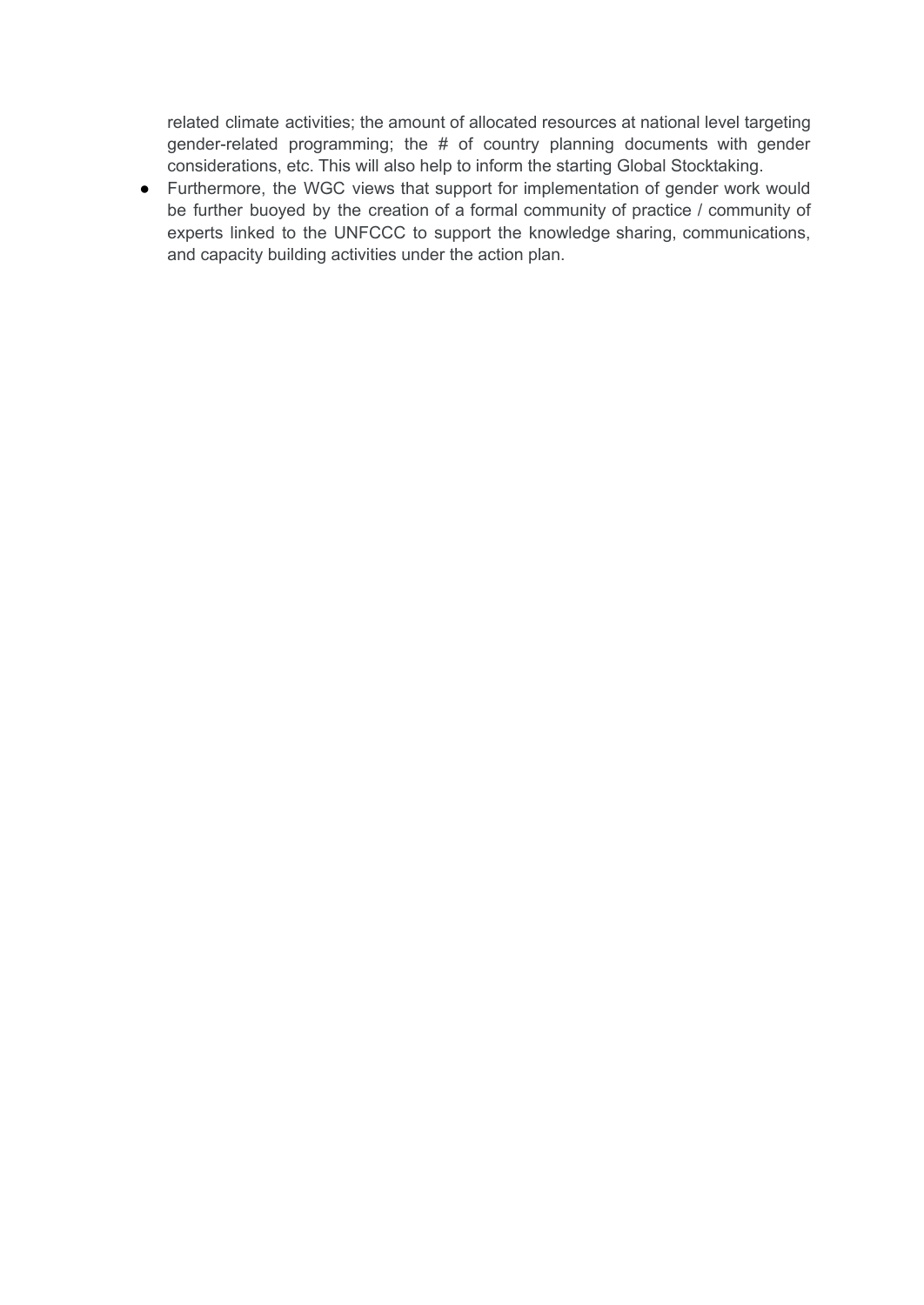related climate activities; the amount of allocated resources at national level targeting gender-related programming; the # of country planning documents with gender considerations, etc. This will also help to inform the starting Global Stocktaking.

- Furthermore, the WGC views that support for implementation of gender work would be further buoyed by the creation of a formal community of practice / community of experts linked to the UNFCCC to support the knowledge sharing, communications, and capacity building activities under the action plan.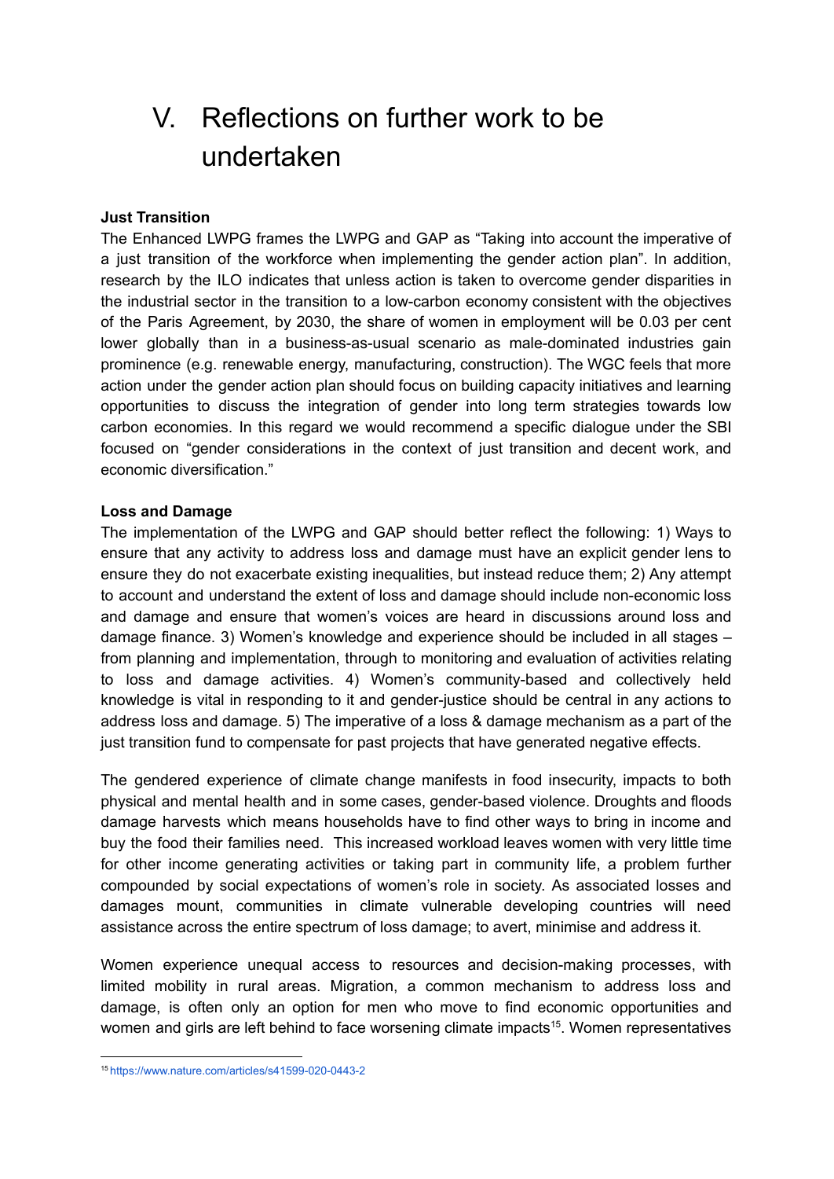# V. Reflections on further work to be undertaken

**Just Transition**

The Enhanced LWPG frames the LWPG and GAP as "Taking into account the imperative of a just transition of the workforce when implementing the gender action plan". In addition, research by the ILO indicates that unless action is taken to overcome gender disparities in the industrial sector in the transition to a low-carbon economy consistent with the objectives of the Paris Agreement, by 2030, the share of women in employment will be 0.03 per cent lower globally than in a business-as-usual scenario as male-dominated industries gain prominence (e.g. renewable energy, manufacturing, construction). The WGC feels that more action under the gender action plan should focus on building capacity initiatives and learning opportunities to discuss the integration of gender into long term strategies towards low carbon economies. In this regard we would recommend a specific dialogue under the SBI focused on "gender considerations in the context of just transition and decent work, and economic diversification."

**Loss and Damage**

The implementation of the LWPG and GAP should better reflect the following: 1) Ways to ensure that any activity to address loss and damage must have an explicit gender lens to ensure they do not exacerbate existing inequalities, but instead reduce them; 2) Any attempt to account and understand the extent of loss and damage should include non-economic loss and damage and ensure that women's voices are heard in discussions around loss and damage finance. 3) Women's knowledge and experience should be included in all stages – from planning and implementation, through to monitoring and evaluation of activities relating to loss and damage activities. 4) Women's community-based and collectively held knowledge is vital in responding to it and gender-justice should be central in any actions to address loss and damage. 5) The imperative of a loss & damage mechanism as a part of the just transition fund to compensate for past projects that have generated negative effects.

The gendered experience of climate change manifests in food insecurity, impacts to both physical and mental health and in some cases, gender-based violence. Droughts and floods damage harvests which means households have to find other ways to bring in income and buy the food their families need. This increased workload leaves women with very little time for other income generating activities or taking part in community life, a problem further compounded by social expectations of women's role in society. As associated losses and damages mount, communities in climate vulnerable developing countries will need assistance across the entire spectrum of loss damage; to avert, minimise and address it.

Women experience unequal access to resources and decision-making processes, with limited mobility in rural areas. Migration, a common mechanism to address loss and damage, is often only an option for men who move to find economic opportunities and women and girls are left behind to face worsening climate impacts[15]. Women representatives

[15] https://www.nature.com/articles/s41599-020-0443-2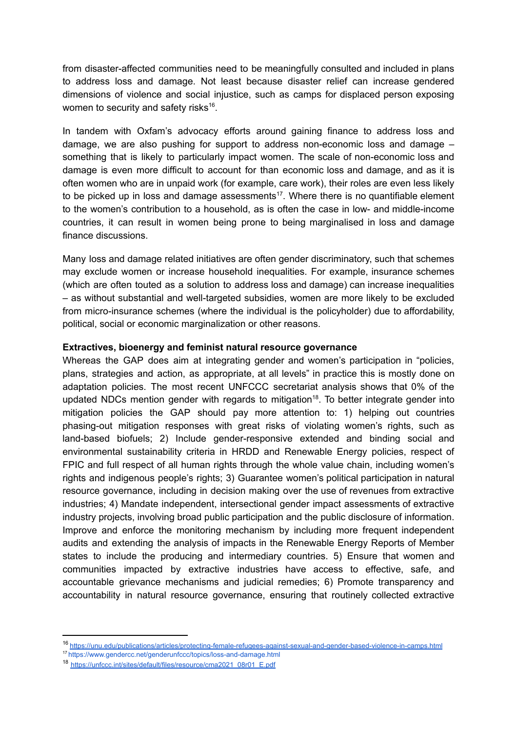from disaster-affected communities need to be meaningfully consulted and included in plans to address loss and damage. Not least because disaster relief can increase gendered dimensions of violence and social injustice, such as camps for displaced person exposing women to security and safety risks[16].

In tandem with Oxfam's advocacy efforts around gaining finance to address loss and damage, we are also pushing for support to address non-economic loss and damage – something that is likely to particularly impact women. The scale of non-economic loss and damage is even more difficult to account for than economic loss and damage, and as it is often women who are in unpaid work (for example, care work), their roles are even less likely to be picked up in loss and damage assessments[17]. Where there is no quantifiable element to the women's contribution to a household, as is often the case in low- and middle-income countries, it can result in women being prone to being marginalised in loss and damage finance discussions.

Many loss and damage related initiatives are often gender discriminatory, such that schemes may exclude women or increase household inequalities. For example, insurance schemes (which are often touted as a solution to address loss and damage) can increase inequalities – as without substantial and well-targeted subsidies, women are more likely to be excluded from micro-insurance schemes (where the individual is the policyholder) due to affordability, political, social or economic marginalization or other reasons.

**Extractives, bioenergy and feminist natural resource governance**

Whereas the GAP does aim at integrating gender and women's participation in "policies, plans, strategies and action, as appropriate, at all levels" in practice this is mostly done on adaptation policies. The most recent UNFCCC secretariat analysis shows that 0% of the updated NDCs mention gender with regards to mitigation[18]. To better integrate gender into mitigation policies the GAP should pay more attention to: 1) helping out countries phasing-out mitigation responses with great risks of violating women's rights, such as land-based biofuels; 2) Include gender-responsive extended and binding social and environmental sustainability criteria in HRDD and Renewable Energy policies, respect of FPIC and full respect of all human rights through the whole value chain, including women's rights and indigenous people's rights; 3) Guarantee women's political participation in natural resource governance, including in decision making over the use of revenues from extractive industries; 4) Mandate independent, intersectional gender impact assessments of extractive industry projects, involving broad public participation and the public disclosure of information. Improve and enforce the monitoring mechanism by including more frequent independent audits and extending the analysis of impacts in the Renewable Energy Reports of Member states to include the producing and intermediary countries. 5) Ensure that women and communities impacted by extractive industries have access to effective, safe, and accountable grievance mechanisms and judicial remedies; 6) Promote transparency and accountability in natural resource governance, ensuring that routinely collected extractive

---

[16] https://unu.edu/publications/articles/protecting-female-refugees-against-sexual-and-gender-based-violence-in-camps.html

[17] https://www.gendercc.net/genderunfccc/topics/loss-and-damage.html

[18] https://unfccc.int/sites/default/files/resource/cma2021_08r01_E.pdf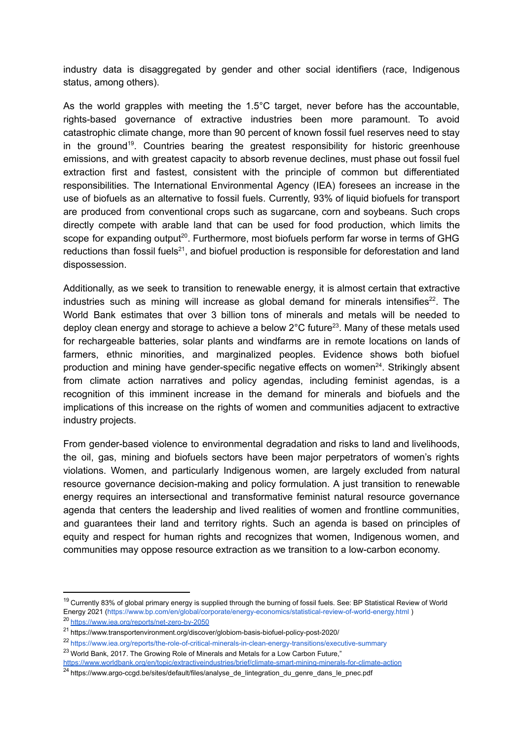industry data is disaggregated by gender and other social identifiers (race, Indigenous status, among others).

As the world grapples with meeting the 1.5°C target, never before has the accountable, rights-based governance of extractive industries been more paramount. To avoid catastrophic climate change, more than 90 percent of known fossil fuel reserves need to stay in the ground[19]. Countries bearing the greatest responsibility for historic greenhouse emissions, and with greatest capacity to absorb revenue declines, must phase out fossil fuel extraction first and fastest, consistent with the principle of common but differentiated responsibilities. The International Environmental Agency (IEA) foresees an increase in the use of biofuels as an alternative to fossil fuels. Currently, 93% of liquid biofuels for transport are produced from conventional crops such as sugarcane, corn and soybeans. Such crops directly compete with arable land that can be used for food production, which limits the scope for expanding output[20]. Furthermore, most biofuels perform far worse in terms of GHG reductions than fossil fuels[21], and biofuel production is responsible for deforestation and land dispossession.

Additionally, as we seek to transition to renewable energy, it is almost certain that extractive industries such as mining will increase as global demand for minerals intensifies[22]. The World Bank estimates that over 3 billion tons of minerals and metals will be needed to deploy clean energy and storage to achieve a below 2°C future[23]. Many of these metals used for rechargeable batteries, solar plants and windfarms are in remote locations on lands of farmers, ethnic minorities, and marginalized peoples. Evidence shows both biofuel production and mining have gender-specific negative effects on women[24]. Strikingly absent from climate action narratives and policy agendas, including feminist agendas, is a recognition of this imminent increase in the demand for minerals and biofuels and the implications of this increase on the rights of women and communities adjacent to extractive industry projects.

From gender-based violence to environmental degradation and risks to land and livelihoods, the oil, gas, mining and biofuels sectors have been major perpetrators of women's rights violations. Women, and particularly Indigenous women, are largely excluded from natural resource governance decision-making and policy formulation. A just transition to renewable energy requires an intersectional and transformative feminist natural resource governance agenda that centers the leadership and lived realities of women and frontline communities, and guarantees their land and territory rights. Such an agenda is based on principles of equity and respect for human rights and recognizes that women, Indigenous women, and communities may oppose resource extraction as we transition to a low-carbon economy.

---

[19] Currently 83% of global primary energy is supplied through the burning of fossil fuels. See: BP Statistical Review of World Energy 2021 (https://www.bp.com/en/global/corporate/energy-economics/statistical-review-of-world-energy.html )

[20] https://www.iea.org/reports/net-zero-by-2050

[21] https://www.transportenvironment.org/discover/globiom-basis-biofuel-policy-post-2020/

[22] https://www.iea.org/reports/the-role-of-critical-minerals-in-clean-energy-transitions/executive-summary

[23] World Bank, 2017. The Growing Role of Minerals and Metals for a Low Carbon Future," https://www.worldbank.org/en/topic/extractiveindustries/brief/climate-smart-mining-minerals-for-climate-action

[24] https://www.argo-ccgd.be/sites/default/files/analyse_de_lintegration_du_genre_dans_le_pnec.pdf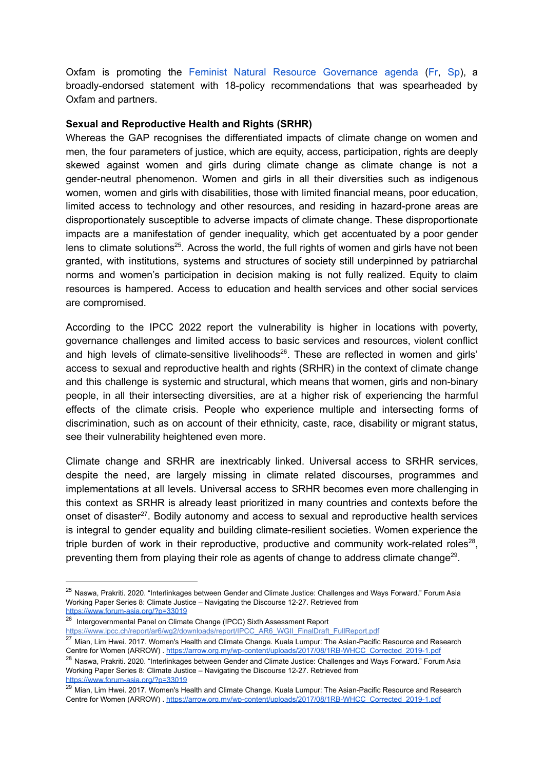Oxfam is promoting the Feminist Natural Resource Governance agenda (Fr, Sp), a broadly-endorsed statement with 18-policy recommendations that was spearheaded by Oxfam and partners.

**Sexual and Reproductive Health and Rights (SRHR)**

Whereas the GAP recognises the differentiated impacts of climate change on women and men, the four parameters of justice, which are equity, access, participation, rights are deeply skewed against women and girls during climate change as climate change is not a gender-neutral phenomenon. Women and girls in all their diversities such as indigenous women, women and girls with disabilities, those with limited financial means, poor education, limited access to technology and other resources, and residing in hazard-prone areas are disproportionately susceptible to adverse impacts of climate change. These disproportionate impacts are a manifestation of gender inequality, which get accentuated by a poor gender lens to climate solutions[25]. Across the world, the full rights of women and girls have not been granted, with institutions, systems and structures of society still underpinned by patriarchal norms and women's participation in decision making is not fully realized. Equity to claim resources is hampered. Access to education and health services and other social services are compromised.

According to the IPCC 2022 report the vulnerability is higher in locations with poverty, governance challenges and limited access to basic services and resources, violent conflict and high levels of climate-sensitive livelihoods[26]. These are reflected in women and girls' access to sexual and reproductive health and rights (SRHR) in the context of climate change and this challenge is systemic and structural, which means that women, girls and non-binary people, in all their intersecting diversities, are at a higher risk of experiencing the harmful effects of the climate crisis. People who experience multiple and intersecting forms of discrimination, such as on account of their ethnicity, caste, race, disability or migrant status, see their vulnerability heightened even more.

Climate change and SRHR are inextricably linked. Universal access to SRHR services, despite the need, are largely missing in climate related discourses, programmes and implementations at all levels. Universal access to SRHR becomes even more challenging in this context as SRHR is already least prioritized in many countries and contexts before the onset of disaster[27]. Bodily autonomy and access to sexual and reproductive health services is integral to gender equality and building climate-resilient societies. Women experience the triple burden of work in their reproductive, productive and community work-related roles[28], preventing them from playing their role as agents of change to address climate change[29].

---

[25] Naswa, Prakriti. 2020. "Interlinkages between Gender and Climate Justice: Challenges and Ways Forward." Forum Asia Working Paper Series 8: Climate Justice – Navigating the Discourse 12-27. Retrieved from https://www.forum-asia.org/?p=33019

[26] Intergovernmental Panel on Climate Change (IPCC) Sixth Assessment Report https://www.ipcc.ch/report/ar6/wg2/downloads/report/IPCC_AR6_WGII_FinalDraft_FullReport.pdf

[27] Mian, Lim Hwei. 2017. Women's Health and Climate Change. Kuala Lumpur: The Asian-Pacific Resource and Research Centre for Women (ARROW) . https://arrow.org.my/wp-content/uploads/2017/08/1RB-WHCC_Corrected_2019-1.pdf

[28] Naswa, Prakriti. 2020. "Interlinkages between Gender and Climate Justice: Challenges and Ways Forward." Forum Asia Working Paper Series 8: Climate Justice – Navigating the Discourse 12-27. Retrieved from https://www.forum-asia.org/?p=33019

[29] Mian, Lim Hwei. 2017. Women's Health and Climate Change. Kuala Lumpur: The Asian-Pacific Resource and Research Centre for Women (ARROW) . https://arrow.org.my/wp-content/uploads/2017/08/1RB-WHCC_Corrected_2019-1.pdf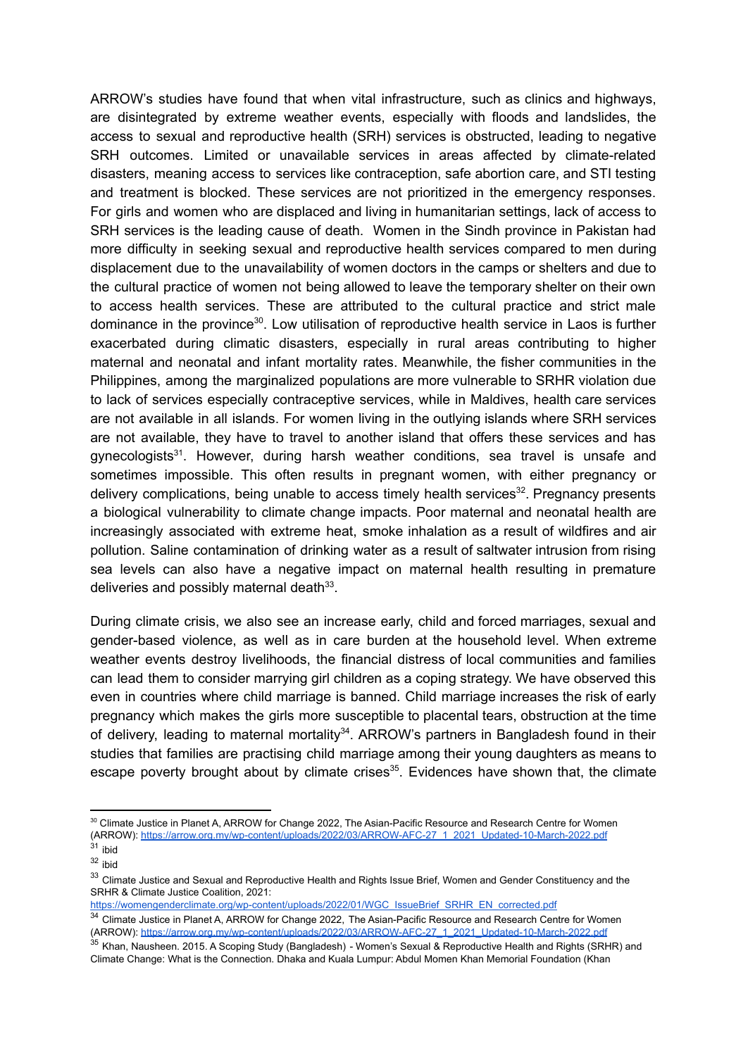ARROW's studies have found that when vital infrastructure, such as clinics and highways, are disintegrated by extreme weather events, especially with floods and landslides, the access to sexual and reproductive health (SRH) services is obstructed, leading to negative SRH outcomes. Limited or unavailable services in areas affected by climate-related disasters, meaning access to services like contraception, safe abortion care, and STI testing and treatment is blocked. These services are not prioritized in the emergency responses. For girls and women who are displaced and living in humanitarian settings, lack of access to SRH services is the leading cause of death. Women in the Sindh province in Pakistan had more difficulty in seeking sexual and reproductive health services compared to men during displacement due to the unavailability of women doctors in the camps or shelters and due to the cultural practice of women not being allowed to leave the temporary shelter on their own to access health services. These are attributed to the cultural practice and strict male dominance in the province[30]. Low utilisation of reproductive health service in Laos is further exacerbated during climatic disasters, especially in rural areas contributing to higher maternal and neonatal and infant mortality rates. Meanwhile, the fisher communities in the Philippines, among the marginalized populations are more vulnerable to SRHR violation due to lack of services especially contraceptive services, while in Maldives, health care services are not available in all islands. For women living in the outlying islands where SRH services are not available, they have to travel to another island that offers these services and has gynecologists[31]. However, during harsh weather conditions, sea travel is unsafe and sometimes impossible. This often results in pregnant women, with either pregnancy or delivery complications, being unable to access timely health services[32]. Pregnancy presents a biological vulnerability to climate change impacts. Poor maternal and neonatal health are increasingly associated with extreme heat, smoke inhalation as a result of wildfires and air pollution. Saline contamination of drinking water as a result of saltwater intrusion from rising sea levels can also have a negative impact on maternal health resulting in premature deliveries and possibly maternal death[33].

During climate crisis, we also see an increase early, child and forced marriages, sexual and gender-based violence, as well as in care burden at the household level. When extreme weather events destroy livelihoods, the financial distress of local communities and families can lead them to consider marrying girl children as a coping strategy. We have observed this even in countries where child marriage is banned. Child marriage increases the risk of early pregnancy which makes the girls more susceptible to placental tears, obstruction at the time of delivery, leading to maternal mortality[34]. ARROW's partners in Bangladesh found in their studies that families are practising child marriage among their young daughters as means to escape poverty brought about by climate crises[35]. Evidences have shown that, the climate

---

[30] Climate Justice in Planet A, ARROW for Change 2022, The Asian-Pacific Resource and Research Centre for Women (ARROW): https://arrow.org.my/wp-content/uploads/2022/03/ARROW-AFC-27_1_2021_Updated-10-March-2022.pdf

[31] ibid

[32] ibid

[33] Climate Justice and Sexual and Reproductive Health and Rights Issue Brief, Women and Gender Constituency and the SRHR & Climate Justice Coalition, 2021: https://womengenderclimate.org/wp-content/uploads/2022/01/WGC_IssueBrief_SRHR_EN_corrected.pdf

[34] Climate Justice in Planet A, ARROW for Change 2022, The Asian-Pacific Resource and Research Centre for Women (ARROW): https://arrow.org.my/wp-content/uploads/2022/03/ARROW-AFC-27_1_2021_Updated-10-March-2022.pdf

[35] Khan, Nausheen. 2015. A Scoping Study (Bangladesh) - Women's Sexual & Reproductive Health and Rights (SRHR) and Climate Change: What is the Connection. Dhaka and Kuala Lumpur: Abdul Momen Khan Memorial Foundation (Khan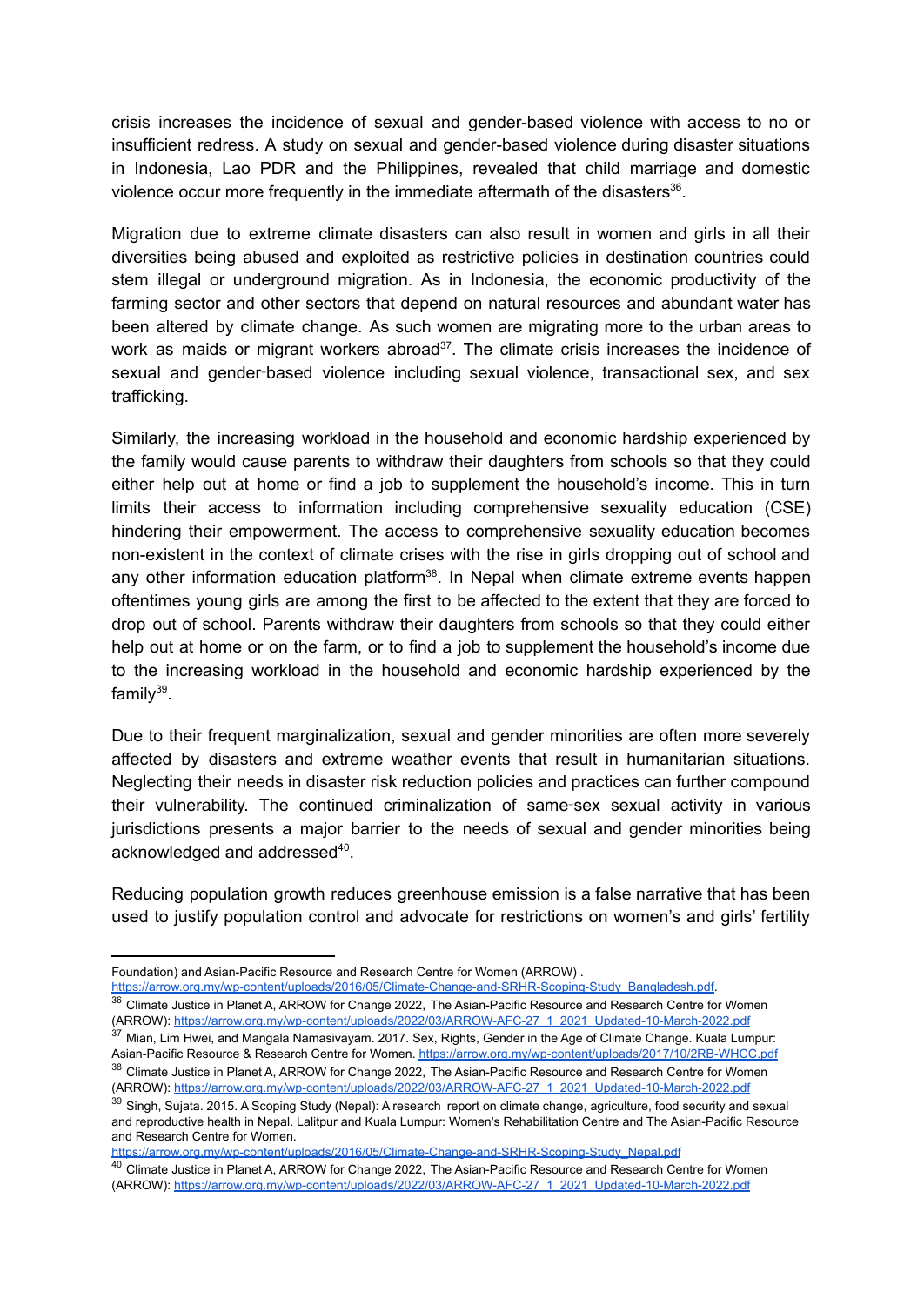crisis increases the incidence of sexual and gender-based violence with access to no or insufficient redress. A study on sexual and gender-based violence during disaster situations in Indonesia, Lao PDR and the Philippines, revealed that child marriage and domestic violence occur more frequently in the immediate aftermath of the disasters[36].

Migration due to extreme climate disasters can also result in women and girls in all their diversities being abused and exploited as restrictive policies in destination countries could stem illegal or underground migration. As in Indonesia, the economic productivity of the farming sector and other sectors that depend on natural resources and abundant water has been altered by climate change. As such women are migrating more to the urban areas to work as maids or migrant workers abroad[37]. The climate crisis increases the incidence of sexual and gender-based violence including sexual violence, transactional sex, and sex trafficking.

Similarly, the increasing workload in the household and economic hardship experienced by the family would cause parents to withdraw their daughters from schools so that they could either help out at home or find a job to supplement the household's income. This in turn limits their access to information including comprehensive sexuality education (CSE) hindering their empowerment. The access to comprehensive sexuality education becomes non-existent in the context of climate crises with the rise in girls dropping out of school and any other information education platform[38]. In Nepal when climate extreme events happen oftentimes young girls are among the first to be affected to the extent that they are forced to drop out of school. Parents withdraw their daughters from schools so that they could either help out at home or on the farm, or to find a job to supplement the household's income due to the increasing workload in the household and economic hardship experienced by the family[39].

Due to their frequent marginalization, sexual and gender minorities are often more severely affected by disasters and extreme weather events that result in humanitarian situations. Neglecting their needs in disaster risk reduction policies and practices can further compound their vulnerability. The continued criminalization of same-sex sexual activity in various jurisdictions presents a major barrier to the needs of sexual and gender minorities being acknowledged and addressed[40].

Reducing population growth reduces greenhouse emission is a false narrative that has been used to justify population control and advocate for restrictions on women's and girls' fertility

---

Foundation) and Asian-Pacific Resource and Research Centre for Women (ARROW) . https://arrow.org.my/wp-content/uploads/2016/05/Climate-Change-and-SRHR-Scoping-Study_Bangladesh.pdf.

[36] Climate Justice in Planet A, ARROW for Change 2022, The Asian-Pacific Resource and Research Centre for Women (ARROW): https://arrow.org.my/wp-content/uploads/2022/03/ARROW-AFC-27_1_2021_Updated-10-March-2022.pdf

[37] Mian, Lim Hwei, and Mangala Namasivayam. 2017. Sex, Rights, Gender in the Age of Climate Change. Kuala Lumpur: Asian-Pacific Resource & Research Centre for Women. https://arrow.org.my/wp-content/uploads/2017/10/2RB-WHCC.pdf

[38] Climate Justice in Planet A, ARROW for Change 2022, The Asian-Pacific Resource and Research Centre for Women (ARROW): https://arrow.org.my/wp-content/uploads/2022/03/ARROW-AFC-27_1_2021_Updated-10-March-2022.pdf

[39] Singh, Sujata. 2015. A Scoping Study (Nepal): A research report on climate change, agriculture, food security and sexual and reproductive health in Nepal. Lalitpur and Kuala Lumpur: Women's Rehabilitation Centre and The Asian-Pacific Resource and Research Centre for Women. https://arrow.org.my/wp-content/uploads/2016/05/Climate-Change-and-SRHR-Scoping-Study_Nepal.pdf

[40] Climate Justice in Planet A, ARROW for Change 2022, The Asian-Pacific Resource and Research Centre for Women (ARROW): https://arrow.org.my/wp-content/uploads/2022/03/ARROW-AFC-27_1_2021_Updated-10-March-2022.pdf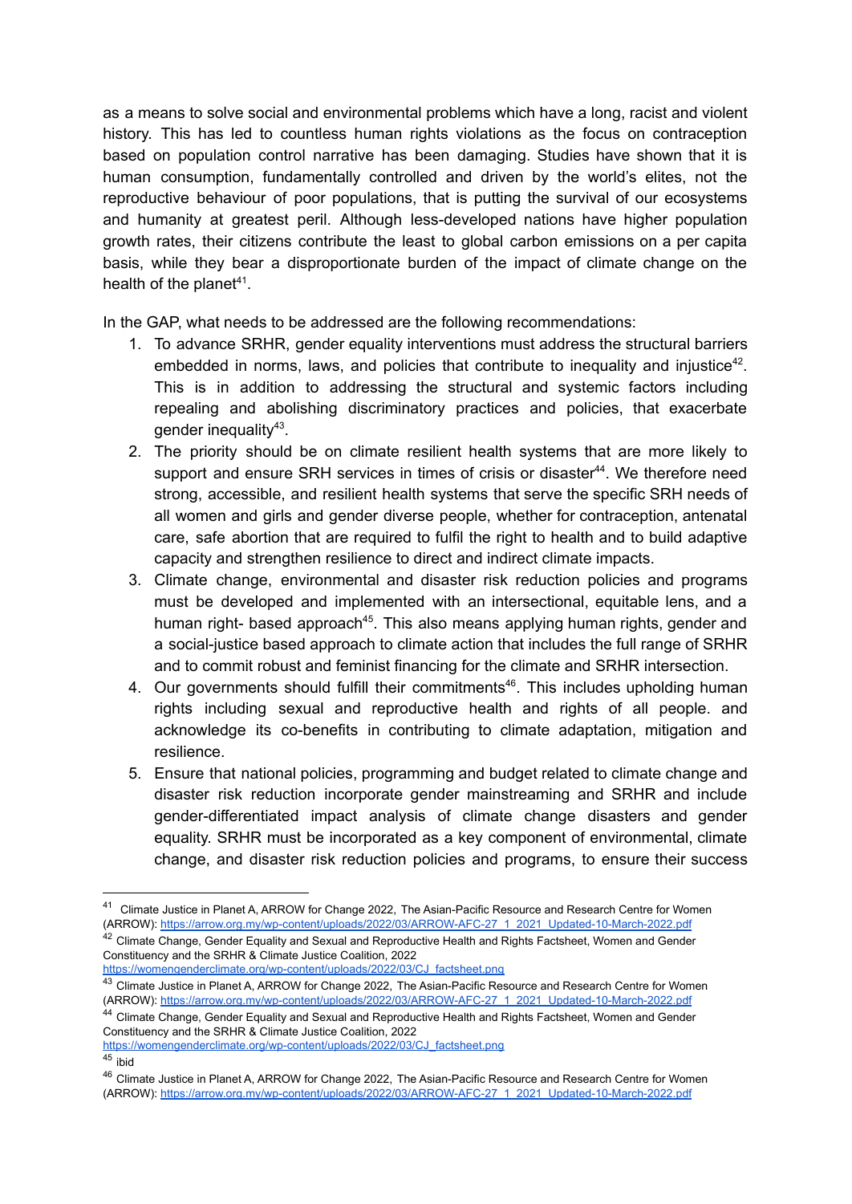as a means to solve social and environmental problems which have a long, racist and violent history. This has led to countless human rights violations as the focus on contraception based on population control narrative has been damaging. Studies have shown that it is human consumption, fundamentally controlled and driven by the world's elites, not the reproductive behaviour of poor populations, that is putting the survival of our ecosystems and humanity at greatest peril. Although less-developed nations have higher population growth rates, their citizens contribute the least to global carbon emissions on a per capita basis, while they bear a disproportionate burden of the impact of climate change on the health of the planet[41].

In the GAP, what needs to be addressed are the following recommendations:

1. To advance SRHR, gender equality interventions must address the structural barriers embedded in norms, laws, and policies that contribute to inequality and injustice[42]. This is in addition to addressing the structural and systemic factors including repealing and abolishing discriminatory practices and policies, that exacerbate gender inequality[43].
2. The priority should be on climate resilient health systems that are more likely to support and ensure SRH services in times of crisis or disaster[44]. We therefore need strong, accessible, and resilient health systems that serve the specific SRH needs of all women and girls and gender diverse people, whether for contraception, antenatal care, safe abortion that are required to fulfil the right to health and to build adaptive capacity and strengthen resilience to direct and indirect climate impacts.
3. Climate change, environmental and disaster risk reduction policies and programs must be developed and implemented with an intersectional, equitable lens, and a human right- based approach[45]. This also means applying human rights, gender and a social-justice based approach to climate action that includes the full range of SRHR and to commit robust and feminist financing for the climate and SRHR intersection.
4. Our governments should fulfill their commitments[46]. This includes upholding human rights including sexual and reproductive health and rights of all people. and acknowledge its co-benefits in contributing to climate adaptation, mitigation and resilience.
5. Ensure that national policies, programming and budget related to climate change and disaster risk reduction incorporate gender mainstreaming and SRHR and include gender-differentiated impact analysis of climate change disasters and gender equality. SRHR must be incorporated as a key component of environmental, climate change, and disaster risk reduction policies and programs, to ensure their success

---

[41] Climate Justice in Planet A, ARROW for Change 2022, The Asian-Pacific Resource and Research Centre for Women (ARROW): https://arrow.org.my/wp-content/uploads/2022/03/ARROW-AFC-27_1_2021_Updated-10-March-2022.pdf

[42] Climate Change, Gender Equality and Sexual and Reproductive Health and Rights Factsheet, Women and Gender Constituency and the SRHR & Climate Justice Coalition, 2022 https://womengenderclimate.org/wp-content/uploads/2022/03/CJ_factsheet.png

[43] Climate Justice in Planet A, ARROW for Change 2022, The Asian-Pacific Resource and Research Centre for Women (ARROW): https://arrow.org.my/wp-content/uploads/2022/03/ARROW-AFC-27_1_2021_Updated-10-March-2022.pdf

[44] Climate Change, Gender Equality and Sexual and Reproductive Health and Rights Factsheet, Women and Gender Constituency and the SRHR & Climate Justice Coalition, 2022 https://womengenderclimate.org/wp-content/uploads/2022/03/CJ_factsheet.png

[45] ibid

[46] Climate Justice in Planet A, ARROW for Change 2022, The Asian-Pacific Resource and Research Centre for Women (ARROW): https://arrow.org.my/wp-content/uploads/2022/03/ARROW-AFC-27_1_2021_Updated-10-March-2022.pdf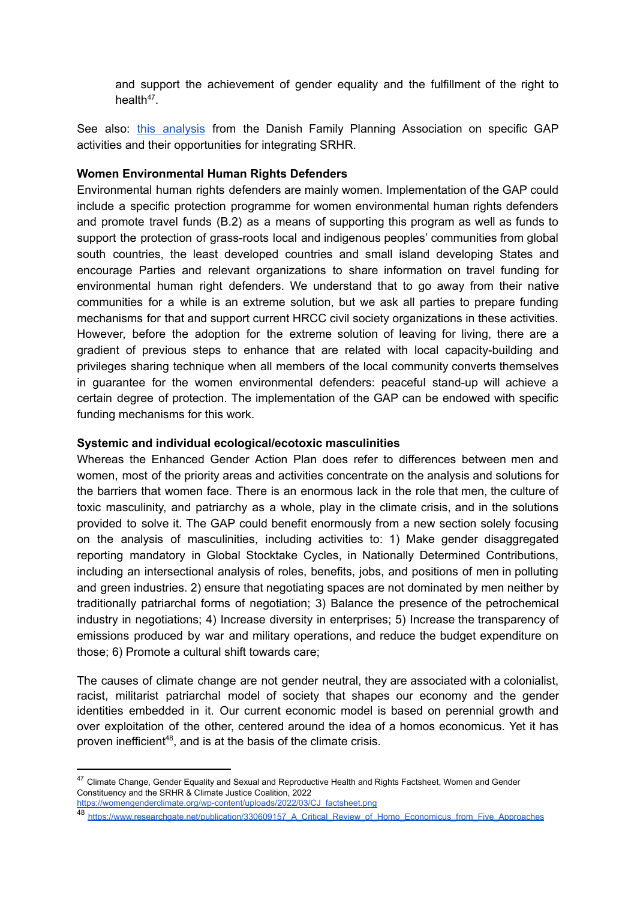and support the achievement of gender equality and the fulfillment of the right to health[47].

See also: [this analysis] from the Danish Family Planning Association on specific GAP activities and their opportunities for integrating SRHR.

**Women Environmental Human Rights Defenders**

Environmental human rights defenders are mainly women. Implementation of the GAP could include a specific protection programme for women environmental human rights defenders and promote travel funds (B.2) as a means of supporting this program as well as funds to support the protection of grass-roots local and indigenous peoples' communities from global south countries, the least developed countries and small island developing States and encourage Parties and relevant organizations to share information on travel funding for environmental human right defenders. We understand that to go away from their native communities for a while is an extreme solution, but we ask all parties to prepare funding mechanisms for that and support current HRCC civil society organizations in these activities. However, before the adoption for the extreme solution of leaving for living, there are a gradient of previous steps to enhance that are related with local capacity-building and privileges sharing technique when all members of the local community converts themselves in guarantee for the women environmental defenders: peaceful stand-up will achieve a certain degree of protection. The implementation of the GAP can be endowed with specific funding mechanisms for this work.

**Systemic and individual ecological/ecotoxic masculinities**

Whereas the Enhanced Gender Action Plan does refer to differences between men and women, most of the priority areas and activities concentrate on the analysis and solutions for the barriers that women face. There is an enormous lack in the role that men, the culture of toxic masculinity, and patriarchy as a whole, play in the climate crisis, and in the solutions provided to solve it. The GAP could benefit enormously from a new section solely focusing on the analysis of masculinities, including activities to: 1) Make gender disaggregated reporting mandatory in Global Stocktake Cycles, in Nationally Determined Contributions, including an intersectional analysis of roles, benefits, jobs, and positions of men in polluting and green industries. 2) ensure that negotiating spaces are not dominated by men neither by traditionally patriarchal forms of negotiation; 3) Balance the presence of the petrochemical industry in negotiations; 4) Increase diversity in enterprises; 5) Increase the transparency of emissions produced by war and military operations, and reduce the budget expenditure on those; 6) Promote a cultural shift towards care;

The causes of climate change are not gender neutral, they are associated with a colonialist, racist, militarist patriarchal model of society that shapes our economy and the gender identities embedded in it. Our current economic model is based on perennial growth and over exploitation of the other, centered around the idea of a homos economicus. Yet it has proven inefficient[48], and is at the basis of the climate crisis.

---

[47] Climate Change, Gender Equality and Sexual and Reproductive Health and Rights Factsheet, Women and Gender Constituency and the SRHR & Climate Justice Coalition, 2022 https://womengenderclimate.org/wp-content/uploads/2022/03/CJ_factsheet.png

[48] https://www.researchgate.net/publication/330609157_A_Critical_Review_of_Homo_Economicus_from_Five_Approaches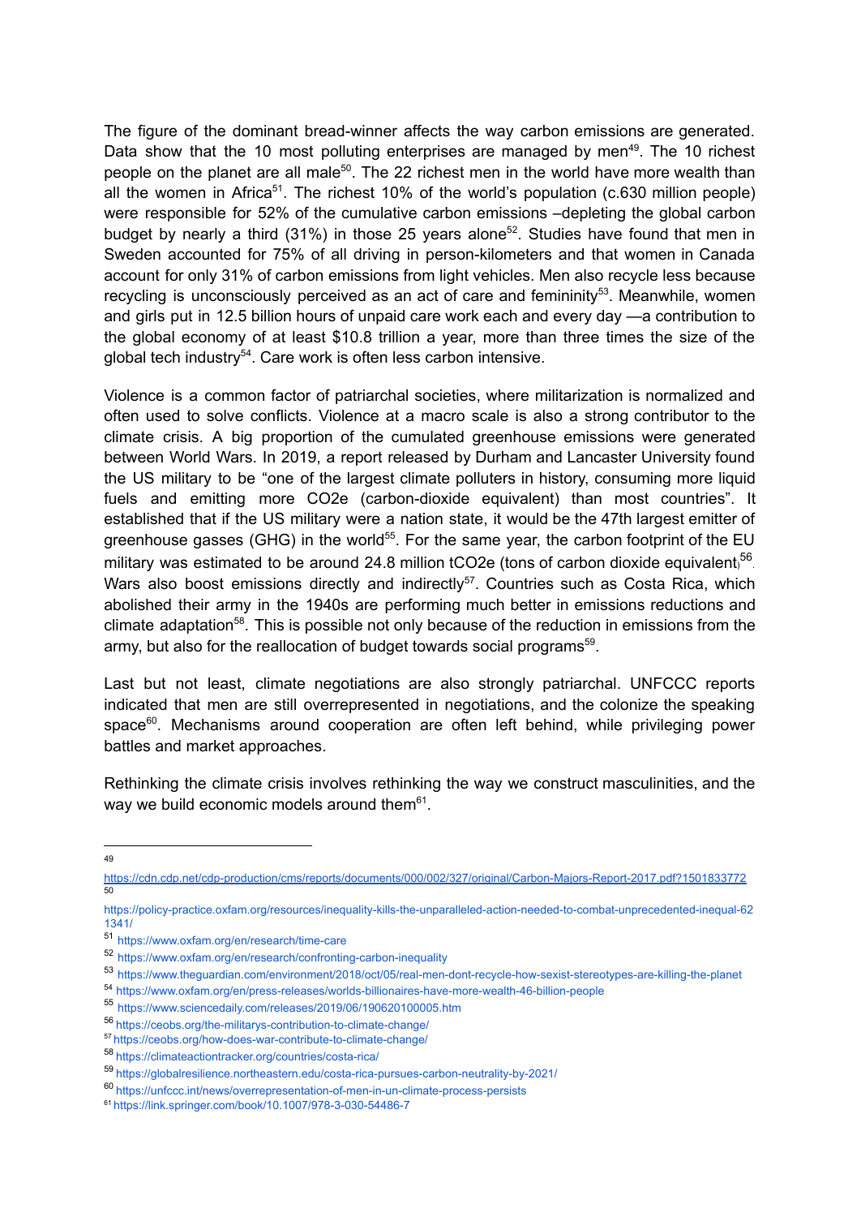The figure of the dominant bread-winner affects the way carbon emissions are generated. Data show that the 10 most polluting enterprises are managed by men[49]. The 10 richest people on the planet are all male[50]. The 22 richest men in the world have more wealth than all the women in Africa[51]. The richest 10% of the world's population (c.630 million people) were responsible for 52% of the cumulative carbon emissions –depleting the global carbon budget by nearly a third (31%) in those 25 years alone[52]. Studies have found that men in Sweden accounted for 75% of all driving in person-kilometers and that women in Canada account for only 31% of carbon emissions from light vehicles. Men also recycle less because recycling is unconsciously perceived as an act of care and femininity[53]. Meanwhile, women and girls put in 12.5 billion hours of unpaid care work each and every day —a contribution to the global economy of at least $10.8 trillion a year, more than three times the size of the global tech industry[54]. Care work is often less carbon intensive.

Violence is a common factor of patriarchal societies, where militarization is normalized and often used to solve conflicts. Violence at a macro scale is also a strong contributor to the climate crisis. A big proportion of the cumulated greenhouse emissions were generated between World Wars. In 2019, a report released by Durham and Lancaster University found the US military to be "one of the largest climate polluters in history, consuming more liquid fuels and emitting more CO2e (carbon-dioxide equivalent) than most countries". It established that if the US military were a nation state, it would be the 47th largest emitter of greenhouse gasses (GHG) in the world[55]. For the same year, the carbon footprint of the EU military was estimated to be around 24.8 million tCO2e (tons of carbon dioxide equivalent)[56]. Wars also boost emissions directly and indirectly[57]. Countries such as Costa Rica, which abolished their army in the 1940s are performing much better in emissions reductions and climate adaptation[58]. This is possible not only because of the reduction in emissions from the army, but also for the reallocation of budget towards social programs[59].

Last but not least, climate negotiations are also strongly patriarchal. UNFCCC reports indicated that men are still overrepresented in negotiations, and the colonize the speaking space[60]. Mechanisms around cooperation are often left behind, while privileging power battles and market approaches.

Rethinking the climate crisis involves rethinking the way we construct masculinities, and the way we build economic models around them[61].

---

[49] https://cdn.cdp.net/cdp-production/cms/reports/documents/000/002/327/original/Carbon-Majors-Report-2017.pdf?1501833772

[50] https://policy-practice.oxfam.org/resources/inequality-kills-the-unparalleled-action-needed-to-combat-unprecedented-inequal-621341/

[51] https://www.oxfam.org/en/research/time-care

[52] https://www.oxfam.org/en/research/confronting-carbon-inequality

[53] https://www.theguardian.com/environment/2018/oct/05/real-men-dont-recycle-how-sexist-stereotypes-are-killing-the-planet

[54] https://www.oxfam.org/en/press-releases/worlds-billionaires-have-more-wealth-46-billion-people

[55] https://www.sciencedaily.com/releases/2019/06/190620100005.htm

[56] https://ceobs.org/the-militarys-contribution-to-climate-change/

[57] https://ceobs.org/how-does-war-contribute-to-climate-change/

[58] https://climateactiontracker.org/countries/costa-rica/

[59] https://globalresilience.northeastern.edu/costa-rica-pursues-carbon-neutrality-by-2021/

[60] https://unfccc.int/news/overrepresentation-of-men-in-un-climate-process-persists

[61] https://link.springer.com/book/10.1007/978-3-030-54486-7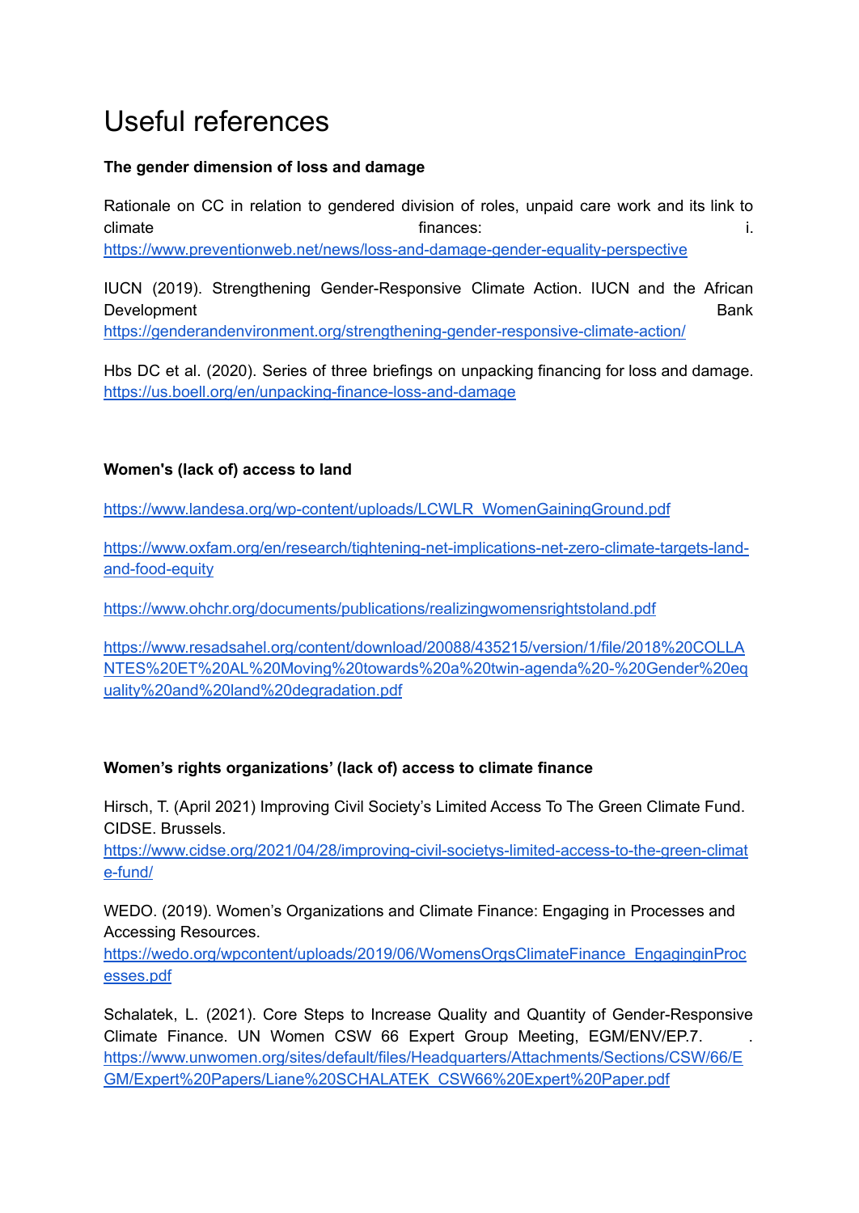# Useful references

**The gender dimension of loss and damage**

Rationale on CC in relation to gendered division of roles, unpaid care work and its link to climate finances: i. https://www.preventionweb.net/news/loss-and-damage-gender-equality-perspective

IUCN (2019). Strengthening Gender-Responsive Climate Action. IUCN and the African Development Bank https://genderandenvironment.org/strengthening-gender-responsive-climate-action/

Hbs DC et al. (2020). Series of three briefings on unpacking financing for loss and damage. https://us.boell.org/en/unpacking-finance-loss-and-damage

**Women's (lack of) access to land**

https://www.landesa.org/wp-content/uploads/LCWLR_WomenGainingGround.pdf

https://www.oxfam.org/en/research/tightening-net-implications-net-zero-climate-targets-land-and-food-equity

https://www.ohchr.org/documents/publications/realizingwomensrightstoland.pdf

https://www.resadsahel.org/content/download/20088/435215/version/1/file/2018%20COLLANTES%20ET%20AL%20Moving%20towards%20a%20twin-agenda%20-%20Gender%20equality%20and%20land%20degradation.pdf

**Women's rights organizations' (lack of) access to climate finance**

Hirsch, T. (April 2021) Improving Civil Society's Limited Access To The Green Climate Fund. CIDSE. Brussels.
https://www.cidse.org/2021/04/28/improving-civil-societys-limited-access-to-the-green-climate-fund/

WEDO. (2019). Women's Organizations and Climate Finance: Engaging in Processes and Accessing Resources.
https://wedo.org/wpcontent/uploads/2019/06/WomensOrgsClimateFinance_EngaginginProcesses.pdf

Schalatek, L. (2021). Core Steps to Increase Quality and Quantity of Gender-Responsive Climate Finance. UN Women CSW 66 Expert Group Meeting, EGM/ENV/EP.7. .
https://www.unwomen.org/sites/default/files/Headquarters/Attachments/Sections/CSW/66/EGM/Expert%20Papers/Liane%20SCHALATEK_CSW66%20Expert%20Paper.pdf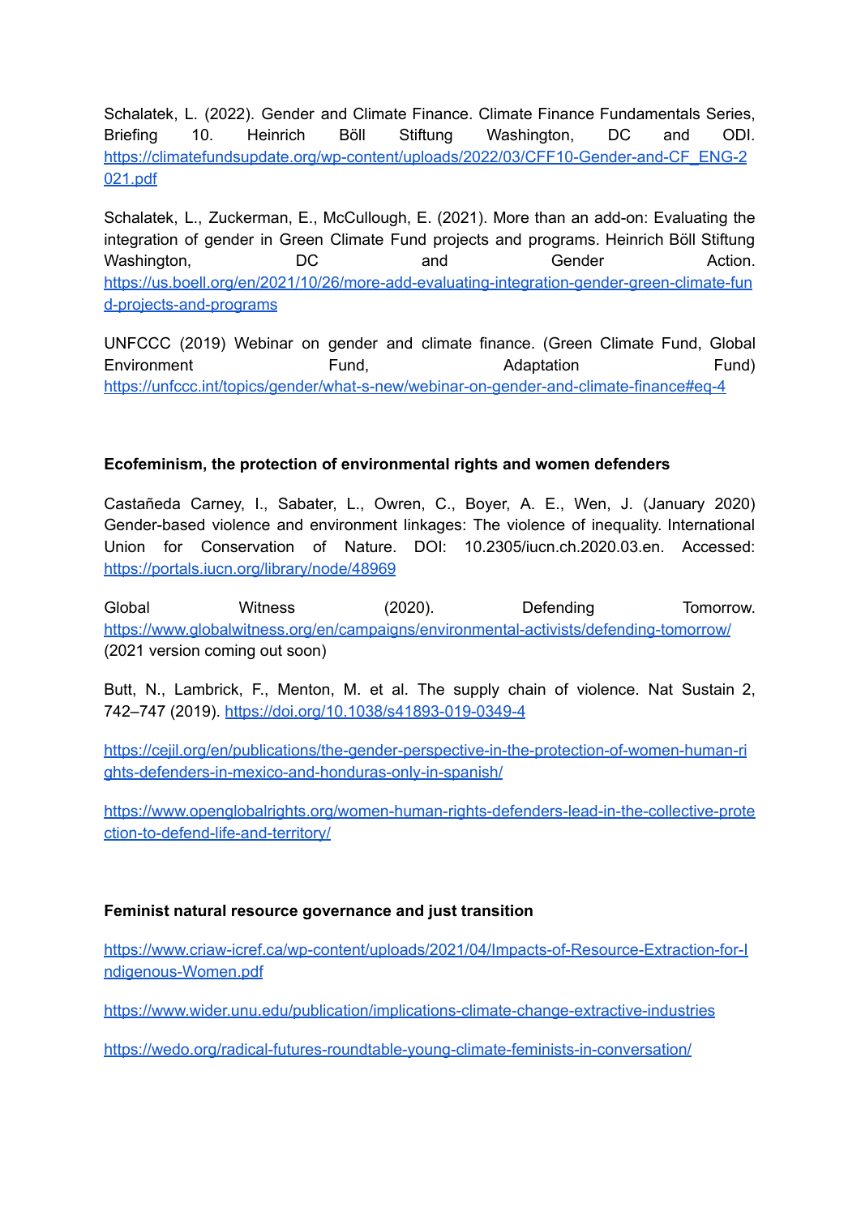Schalatek, L. (2022). Gender and Climate Finance. Climate Finance Fundamentals Series, Briefing 10. Heinrich Böll Stiftung Washington, DC and ODI. https://climatefundsupdate.org/wp-content/uploads/2022/03/CFF10-Gender-and-CF_ENG-2021.pdf

Schalatek, L., Zuckerman, E., McCullough, E. (2021). More than an add-on: Evaluating the integration of gender in Green Climate Fund projects and programs. Heinrich Böll Stiftung Washington, DC and Gender Action. https://us.boell.org/en/2021/10/26/more-add-evaluating-integration-gender-green-climate-fund-projects-and-programs

UNFCCC (2019) Webinar on gender and climate finance. (Green Climate Fund, Global Environment Fund, Adaptation Fund) https://unfccc.int/topics/gender/what-s-new/webinar-on-gender-and-climate-finance#eq-4

**Ecofeminism, the protection of environmental rights and women defenders**

Castañeda Carney, I., Sabater, L., Owren, C., Boyer, A. E., Wen, J. (January 2020) Gender-based violence and environment linkages: The violence of inequality. International Union for Conservation of Nature. DOI: 10.2305/iucn.ch.2020.03.en. Accessed: https://portals.iucn.org/library/node/48969

Global Witness (2020). Defending Tomorrow. https://www.globalwitness.org/en/campaigns/environmental-activists/defending-tomorrow/ (2021 version coming out soon)

Butt, N., Lambrick, F., Menton, M. et al. The supply chain of violence. Nat Sustain 2, 742–747 (2019). https://doi.org/10.1038/s41893-019-0349-4

https://cejil.org/en/publications/the-gender-perspective-in-the-protection-of-women-human-rights-defenders-in-mexico-and-honduras-only-in-spanish/

https://www.openglobalrights.org/women-human-rights-defenders-lead-in-the-collective-protection-to-defend-life-and-territory/

**Feminist natural resource governance and just transition**

https://www.criaw-icref.ca/wp-content/uploads/2021/04/Impacts-of-Resource-Extraction-for-Indigenous-Women.pdf

https://www.wider.unu.edu/publication/implications-climate-change-extractive-industries

https://wedo.org/radical-futures-roundtable-young-climate-feminists-in-conversation/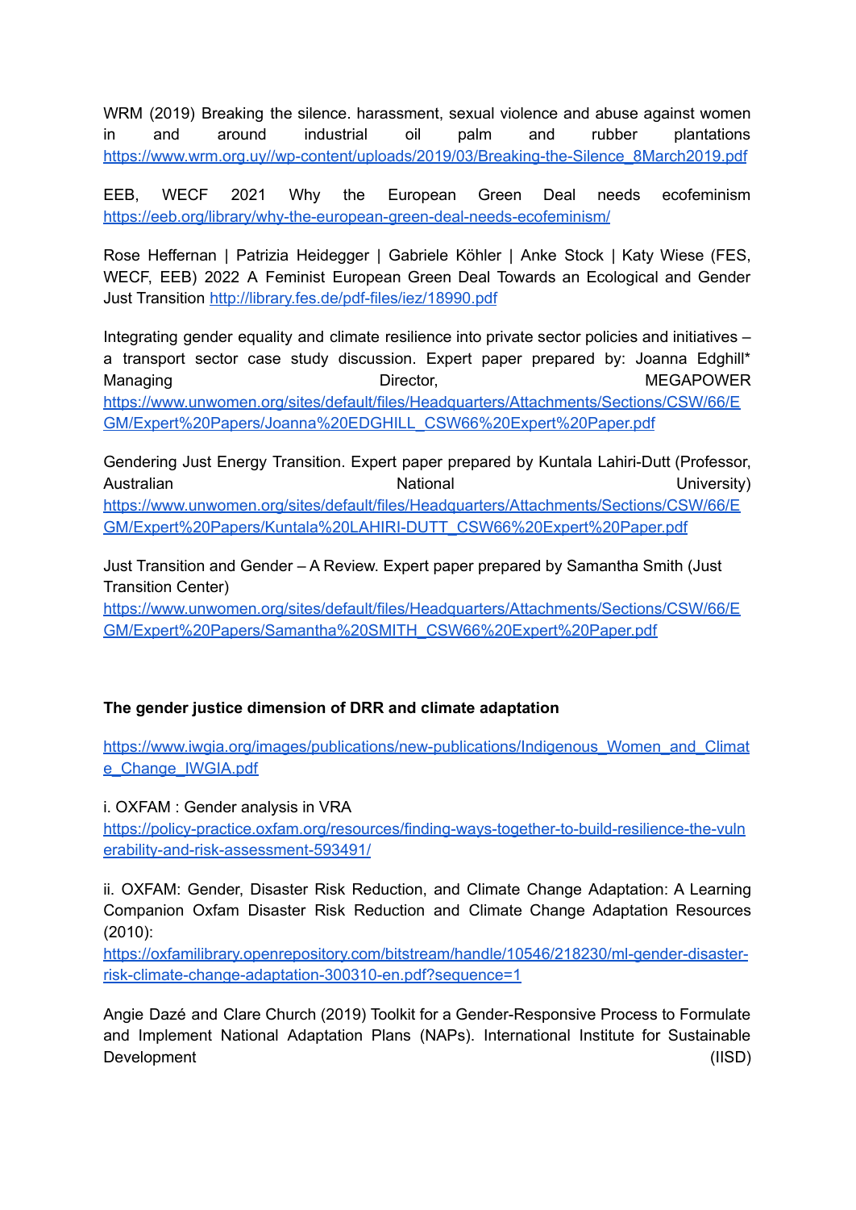WRM (2019) Breaking the silence. harassment, sexual violence and abuse against women in and around industrial oil palm and rubber plantations https://www.wrm.org.uy//wp-content/uploads/2019/03/Breaking-the-Silence_8March2019.pdf

EEB, WECF 2021 Why the European Green Deal needs ecofeminism https://eeb.org/library/why-the-european-green-deal-needs-ecofeminism/

Rose Heffernan | Patrizia Heidegger | Gabriele Köhler | Anke Stock | Katy Wiese (FES, WECF, EEB) 2022 A Feminist European Green Deal Towards an Ecological and Gender Just Transition http://library.fes.de/pdf-files/iez/18990.pdf

Integrating gender equality and climate resilience into private sector policies and initiatives – a transport sector case study discussion. Expert paper prepared by: Joanna Edghill* Managing Director, MEGAPOWER https://www.unwomen.org/sites/default/files/Headquarters/Attachments/Sections/CSW/66/EGM/Expert%20Papers/Joanna%20EDGHILL_CSW66%20Expert%20Paper.pdf

Gendering Just Energy Transition. Expert paper prepared by Kuntala Lahiri-Dutt (Professor, Australian National University) https://www.unwomen.org/sites/default/files/Headquarters/Attachments/Sections/CSW/66/EGM/Expert%20Papers/Kuntala%20LAHIRI-DUTT_CSW66%20Expert%20Paper.pdf

Just Transition and Gender – A Review. Expert paper prepared by Samantha Smith (Just Transition Center) https://www.unwomen.org/sites/default/files/Headquarters/Attachments/Sections/CSW/66/EGM/Expert%20Papers/Samantha%20SMITH_CSW66%20Expert%20Paper.pdf

**The gender justice dimension of DRR and climate adaptation**

https://www.iwgia.org/images/publications/new-publications/Indigenous_Women_and_Climate_Change_IWGIA.pdf

i. OXFAM : Gender analysis in VRA https://policy-practice.oxfam.org/resources/finding-ways-together-to-build-resilience-the-vulnerability-and-risk-assessment-593491/

ii. OXFAM: Gender, Disaster Risk Reduction, and Climate Change Adaptation: A Learning Companion Oxfam Disaster Risk Reduction and Climate Change Adaptation Resources (2010): https://oxfamilibrary.openrepository.com/bitstream/handle/10546/218230/ml-gender-disaster-risk-climate-change-adaptation-300310-en.pdf?sequence=1

Angie Dazé and Clare Church (2019) Toolkit for a Gender-Responsive Process to Formulate and Implement National Adaptation Plans (NAPs). International Institute for Sustainable Development (IISD)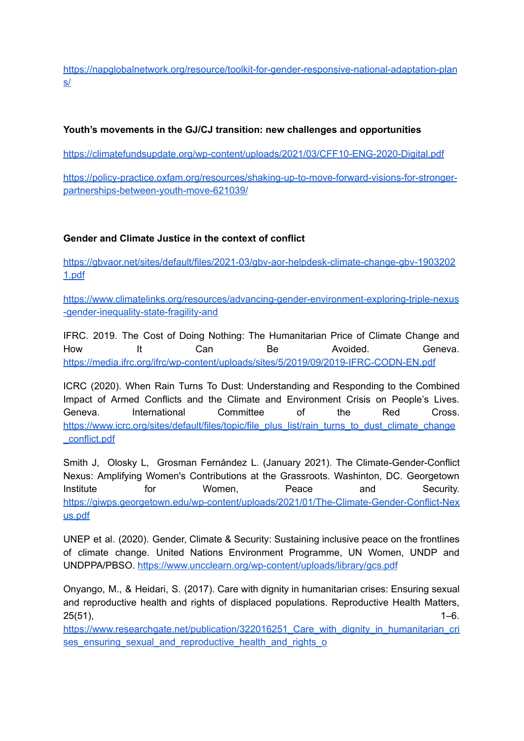https://napglobalnetwork.org/resource/toolkit-for-gender-responsive-national-adaptation-plans/

**Youth's movements in the GJ/CJ transition: new challenges and opportunities**

https://climatefundsupdate.org/wp-content/uploads/2021/03/CFF10-ENG-2020-Digital.pdf

https://policy-practice.oxfam.org/resources/shaking-up-to-move-forward-visions-for-stronger-partnerships-between-youth-move-621039/

**Gender and Climate Justice in the context of conflict**

https://gbvaor.net/sites/default/files/2021-03/gbv-aor-helpdesk-climate-change-gbv-19032021.pdf

https://www.climatelinks.org/resources/advancing-gender-environment-exploring-triple-nexus-gender-inequality-state-fragility-and

IFRC. 2019. The Cost of Doing Nothing: The Humanitarian Price of Climate Change and How It Can Be Avoided. Geneva. https://media.ifrc.org/ifrc/wp-content/uploads/sites/5/2019/09/2019-IFRC-CODN-EN.pdf

ICRC (2020). When Rain Turns To Dust: Understanding and Responding to the Combined Impact of Armed Conflicts and the Climate and Environment Crisis on People's Lives. Geneva. International Committee of the Red Cross. https://www.icrc.org/sites/default/files/topic/file_plus_list/rain_turns_to_dust_climate_change_conflict.pdf

Smith J, Olosky L, Grosman Fernández L. (January 2021). The Climate-Gender-Conflict Nexus: Amplifying Women's Contributions at the Grassroots. Washinton, DC. Georgetown Institute for Women, Peace and Security. https://giwps.georgetown.edu/wp-content/uploads/2021/01/The-Climate-Gender-Conflict-Nexus.pdf

UNEP et al. (2020). Gender, Climate & Security: Sustaining inclusive peace on the frontlines of climate change. United Nations Environment Programme, UN Women, UNDP and UNDPPA/PBSO. https://www.uncclearn.org/wp-content/uploads/library/gcs.pdf

Onyango, M., & Heidari, S. (2017). Care with dignity in humanitarian crises: Ensuring sexual and reproductive health and rights of displaced populations. Reproductive Health Matters, 25(51), 1–6. https://www.researchgate.net/publication/322016251_Care_with_dignity_in_humanitarian_crises_ensuring_sexual_and_reproductive_health_and_rights_o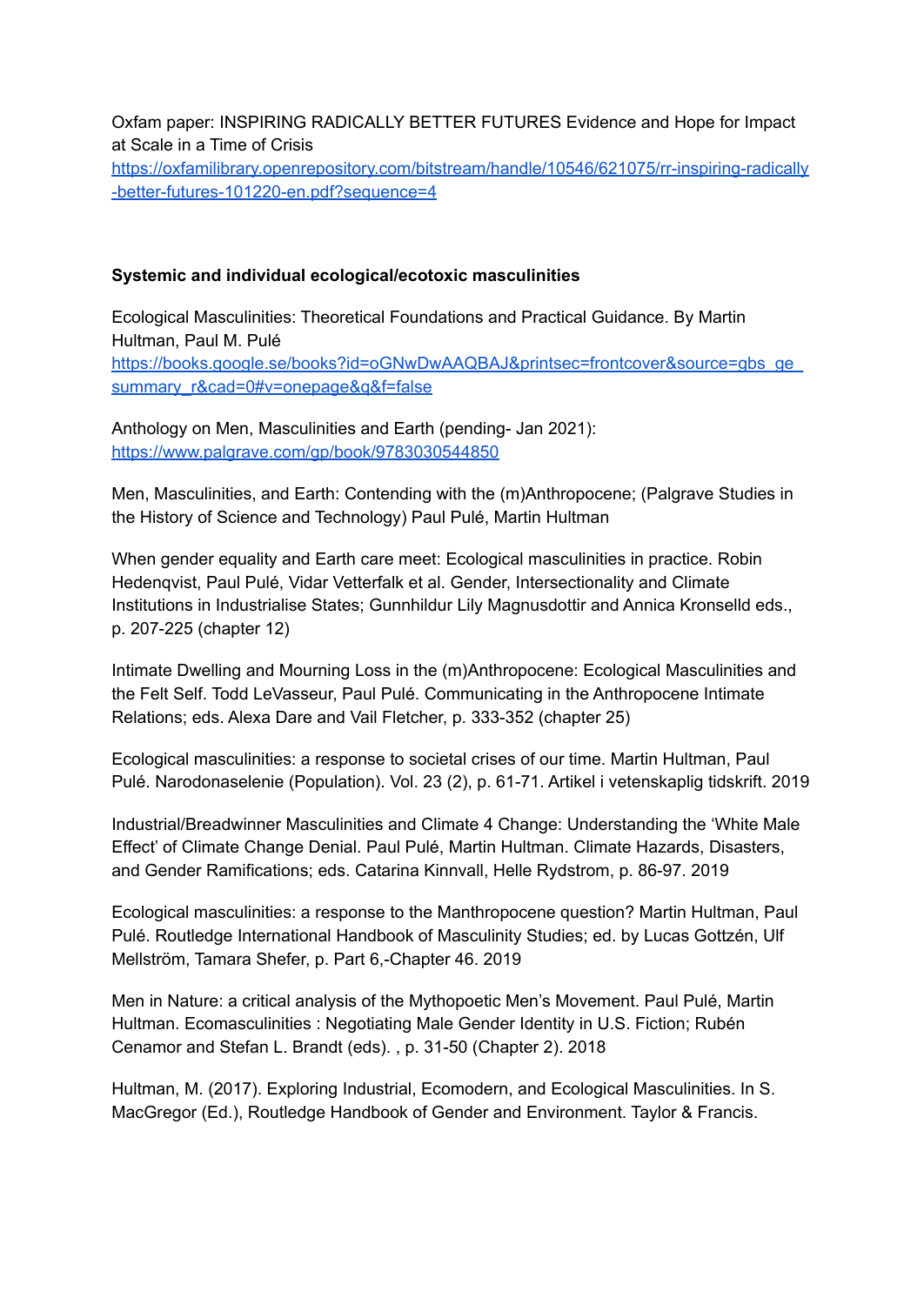Oxfam paper: INSPIRING RADICALLY BETTER FUTURES Evidence and Hope for Impact at Scale in a Time of Crisis
https://oxfamilibrary.openrepository.com/bitstream/handle/10546/621075/rr-inspiring-radically-better-futures-101220-en.pdf?sequence=4

**Systemic and individual ecological/ecotoxic masculinities**

Ecological Masculinities: Theoretical Foundations and Practical Guidance. By Martin Hultman, Paul M. Pulé
https://books.google.se/books?id=oGNwDwAAQBAJ&printsec=frontcover&source=gbs_ge_summary_r&cad=0#v=onepage&q&f=false

Anthology on Men, Masculinities and Earth (pending- Jan 2021):
https://www.palgrave.com/gp/book/9783030544850

Men, Masculinities, and Earth: Contending with the (m)Anthropocene; (Palgrave Studies in the History of Science and Technology) Paul Pulé, Martin Hultman

When gender equality and Earth care meet: Ecological masculinities in practice. Robin Hedenqvist, Paul Pulé, Vidar Vetterfalk et al. Gender, Intersectionality and Climate Institutions in Industrialise States; Gunnhildur Lily Magnusdottir and Annica Kronselld eds., p. 207-225 (chapter 12)

Intimate Dwelling and Mourning Loss in the (m)Anthropocene: Ecological Masculinities and the Felt Self. Todd LeVasseur, Paul Pulé. Communicating in the Anthropocene Intimate Relations; eds. Alexa Dare and Vail Fletcher, p. 333-352 (chapter 25)

Ecological masculinities: a response to societal crises of our time. Martin Hultman, Paul Pulé. Narodonaselenie (Population). Vol. 23 (2), p. 61-71. Artikel i vetenskaplig tidskrift. 2019

Industrial/Breadwinner Masculinities and Climate 4 Change: Understanding the 'White Male Effect' of Climate Change Denial. Paul Pulé, Martin Hultman. Climate Hazards, Disasters, and Gender Ramifications; eds. Catarina Kinnvall, Helle Rydstrom, p. 86-97. 2019

Ecological masculinities: a response to the Manthropocene question? Martin Hultman, Paul Pulé. Routledge International Handbook of Masculinity Studies; ed. by Lucas Gottzén, Ulf Mellström, Tamara Shefer, p. Part 6,-Chapter 46. 2019

Men in Nature: a critical analysis of the Mythopoetic Men's Movement. Paul Pulé, Martin Hultman. Ecomasculinities : Negotiating Male Gender Identity in U.S. Fiction; Rubén Cenamor and Stefan L. Brandt (eds). , p. 31-50 (Chapter 2). 2018

Hultman, M. (2017). Exploring Industrial, Ecomodern, and Ecological Masculinities. In S. MacGregor (Ed.), Routledge Handbook of Gender and Environment. Taylor & Francis.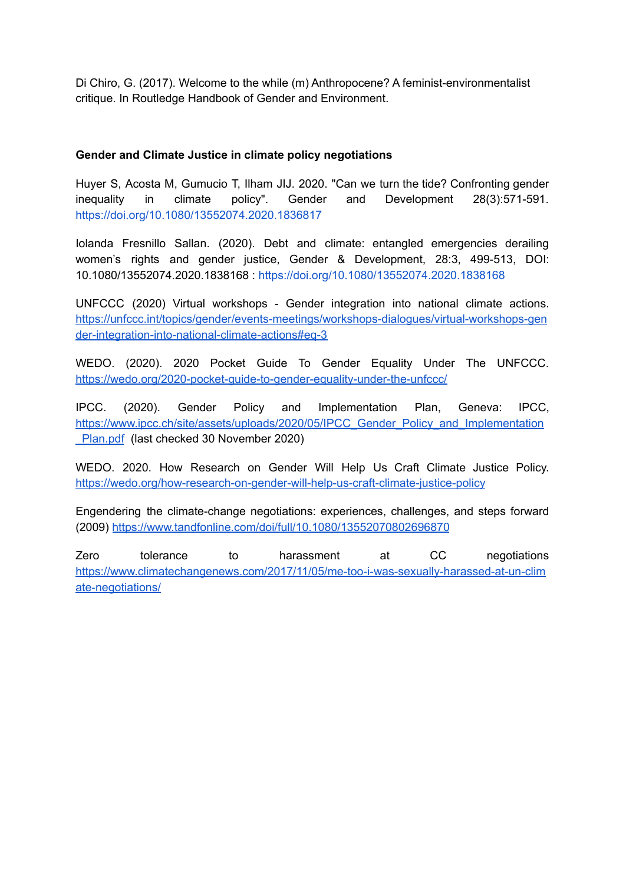Di Chiro, G. (2017). Welcome to the while (m) Anthropocene? A feminist-environmentalist critique. In Routledge Handbook of Gender and Environment.

**Gender and Climate Justice in climate policy negotiations**

Huyer S, Acosta M, Gumucio T, Ilham JIJ. 2020. "Can we turn the tide? Confronting gender inequality in climate policy". Gender and Development 28(3):571-591. https://doi.org/10.1080/13552074.2020.1836817

Iolanda Fresnillo Sallan. (2020). Debt and climate: entangled emergencies derailing women's rights and gender justice, Gender & Development, 28:3, 499-513, DOI: 10.1080/13552074.2020.1838168 : https://doi.org/10.1080/13552074.2020.1838168

UNFCCC (2020) Virtual workshops - Gender integration into national climate actions. https://unfccc.int/topics/gender/events-meetings/workshops-dialogues/virtual-workshops-gender-integration-into-national-climate-actions#eq-3

WEDO. (2020). 2020 Pocket Guide To Gender Equality Under The UNFCCC. https://wedo.org/2020-pocket-guide-to-gender-equality-under-the-unfccc/

IPCC. (2020). Gender Policy and Implementation Plan, Geneva: IPCC, https://www.ipcc.ch/site/assets/uploads/2020/05/IPCC_Gender_Policy_and_Implementation_Plan.pdf (last checked 30 November 2020)

WEDO. 2020. How Research on Gender Will Help Us Craft Climate Justice Policy. https://wedo.org/how-research-on-gender-will-help-us-craft-climate-justice-policy

Engendering the climate-change negotiations: experiences, challenges, and steps forward (2009) https://www.tandfonline.com/doi/full/10.1080/13552070802696870

Zero tolerance to harassment at CC negotiations https://www.climatechangenews.com/2017/11/05/me-too-i-was-sexually-harassed-at-un-climate-negotiations/